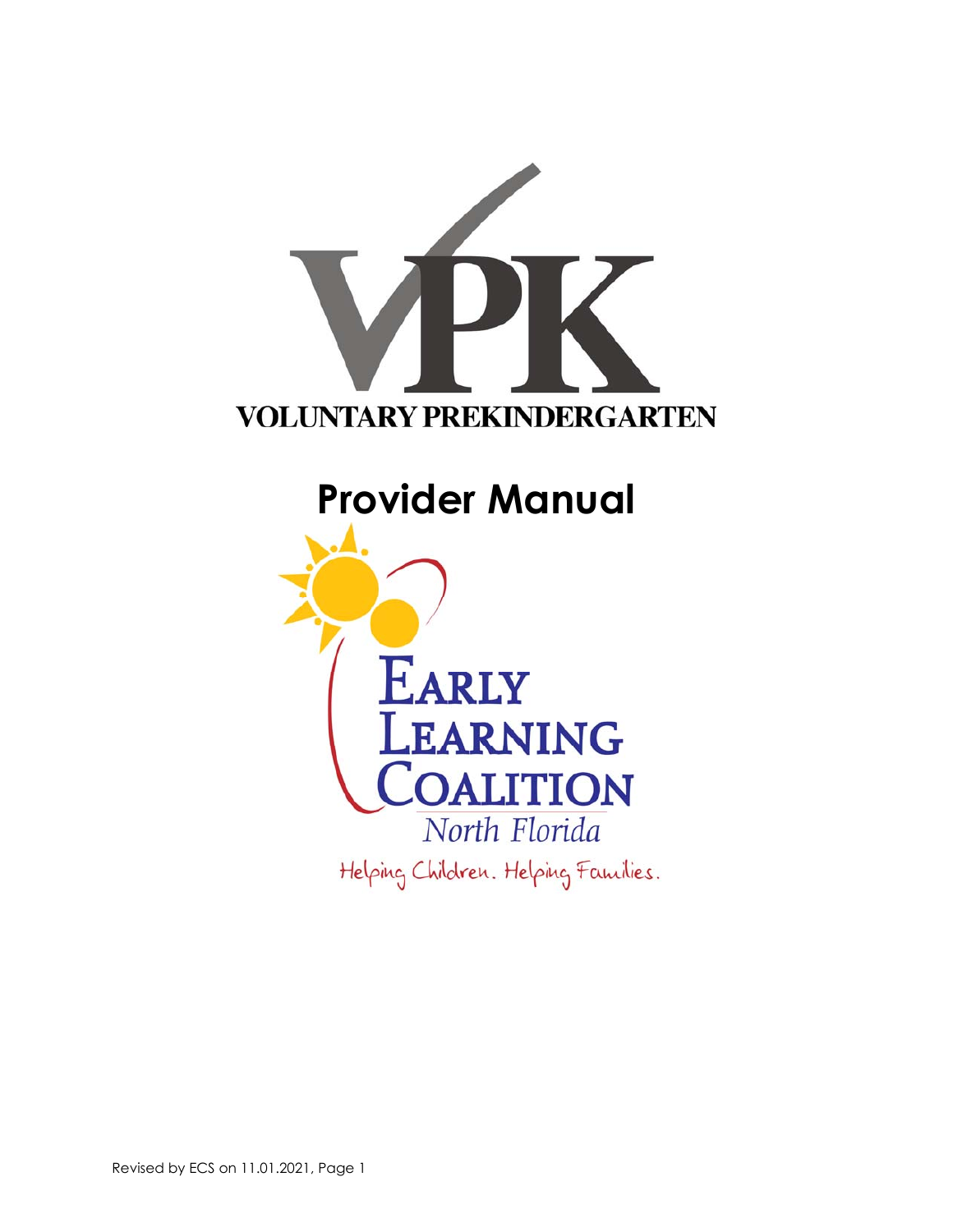# VPK

VOLUNTARY PREKINDERGARTEN

# Provider Manual

EARLY LEARNING COALITION

North Florida

Helping Children. Helping Families.

Revised by ECS on 11.01.2021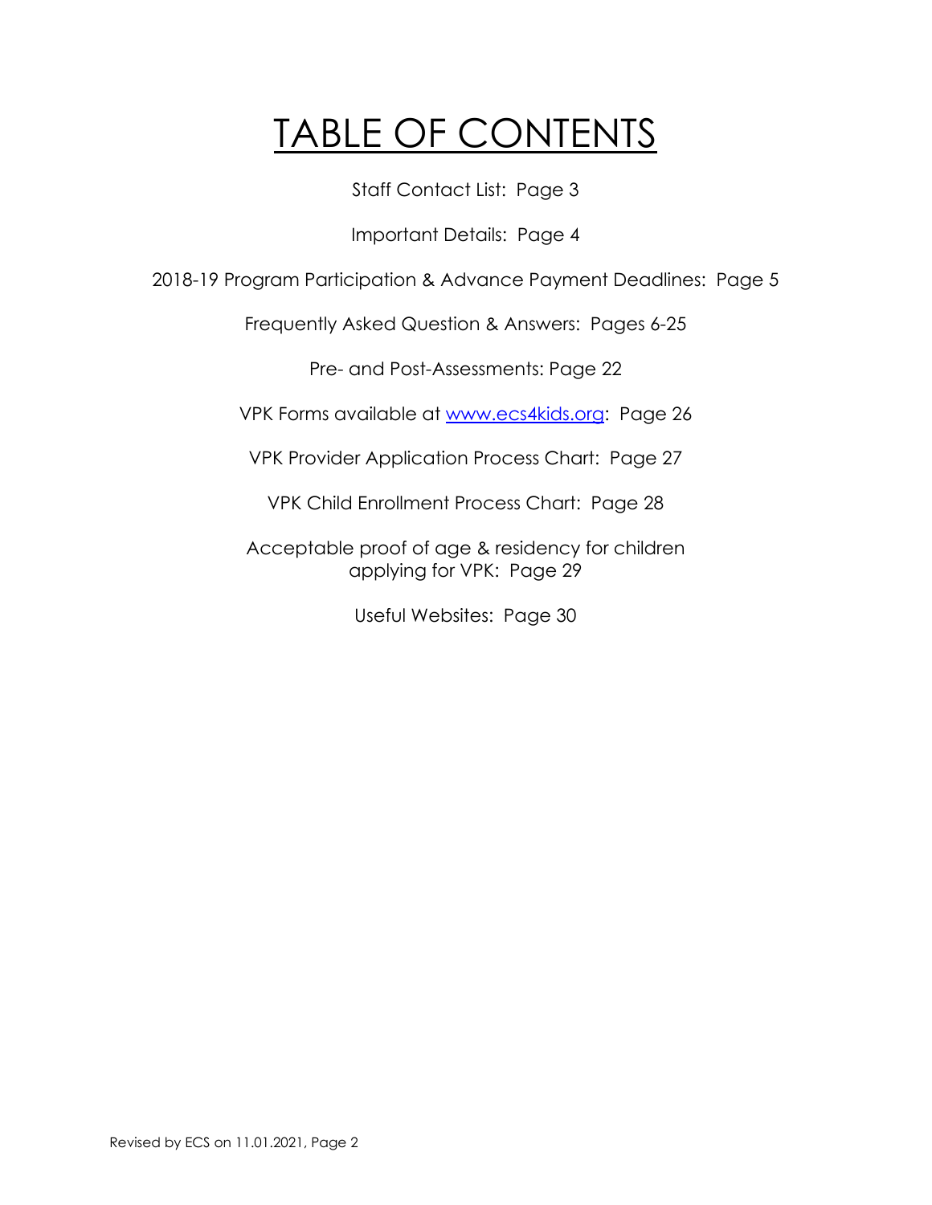# TABLE OF CONTENTS

Staff Contact List: Page 3

Important Details: Page 4

2018-19 Program Participation & Advance Payment Deadlines: Page 5

Frequently Asked Question & Answers: Pages 6-25

Pre- and Post-Assessments: Page 22

VPK Forms available at [www.ecs4kids.org](http://www.ecs4kids.org): Page 26

VPK Provider Application Process Chart: Page 27

VPK Child Enrollment Process Chart: Page 28

Acceptable proof of age & residency for children applying for VPK: Page 29

Useful Websites: Page 30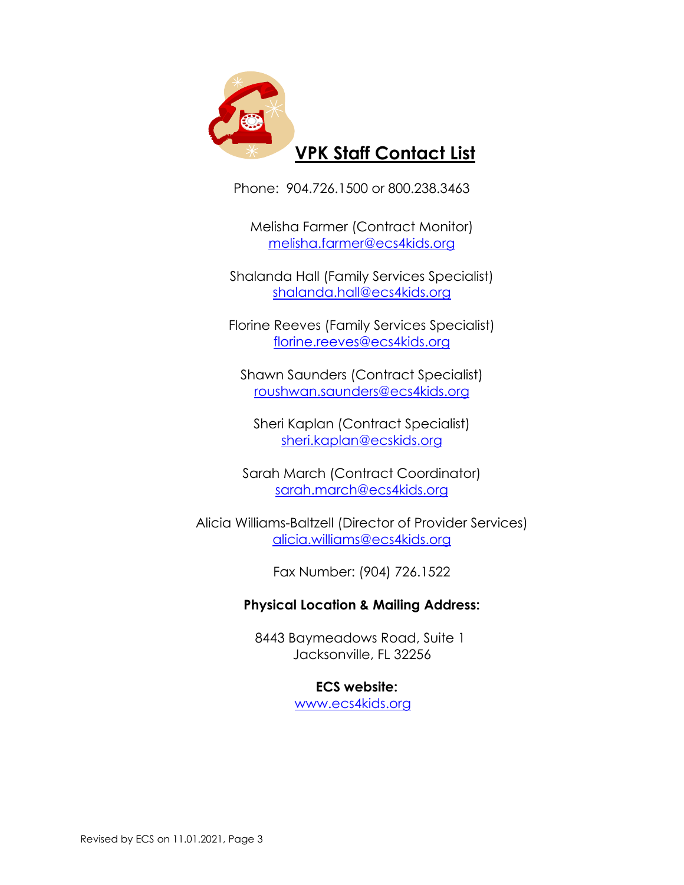# VPK Staff Contact List

Phone: 904.726.1500 or 800.238.3463

Melisha Farmer (Contract Monitor)
melisha.farmer@ecs4kids.org

Shalanda Hall (Family Services Specialist)
shalanda.hall@ecs4kids.org

Florine Reeves (Family Services Specialist)
florine.reeves@ecs4kids.org

Shawn Saunders (Contract Specialist)
roushwan.saunders@ecs4kids.org

Sheri Kaplan (Contract Specialist)
sheri.kaplan@ecskids.org

Sarah March (Contract Coordinator)
sarah.march@ecs4kids.org

Alicia Williams-Baltzell (Director of Provider Services)
alicia.williams@ecs4kids.org

Fax Number: (904) 726.1522

**Physical Location & Mailing Address:**

8443 Baymeadows Road, Suite 1
Jacksonville, FL 32256

**ECS website:**
www.ecs4kids.org

Revised by ECS on 11.01.2021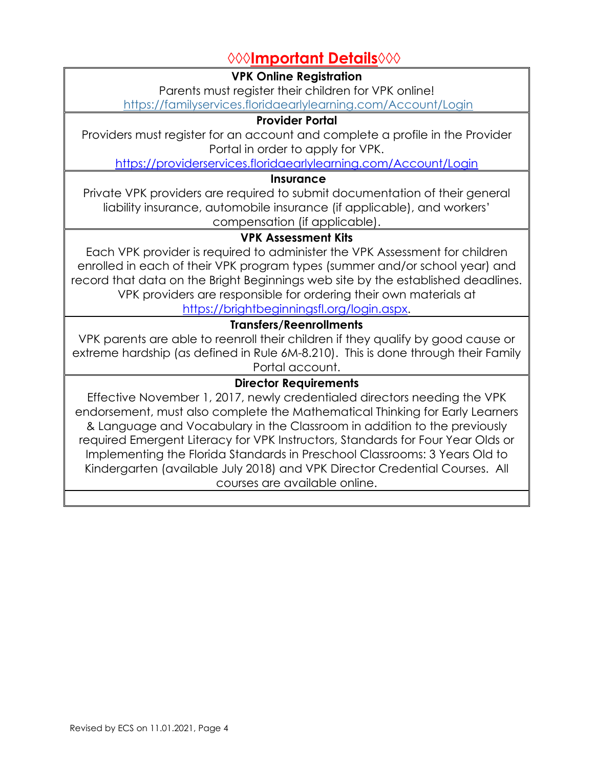# ◊◊◊Important Details◊◊◊

**VPK Online Registration**

Parents must register their children for VPK online!
https://familyservices.floridaearlylearning.com/Account/Login

**Provider Portal**

Providers must register for an account and complete a profile in the Provider Portal in order to apply for VPK.
https://providerservices.floridaearlylearning.com/Account/Login

**Insurance**

Private VPK providers are required to submit documentation of their general liability insurance, automobile insurance (if applicable), and workers' compensation (if applicable).

**VPK Assessment Kits**

Each VPK provider is required to administer the VPK Assessment for children enrolled in each of their VPK program types (summer and/or school year) and record that data on the Bright Beginnings web site by the established deadlines. VPK providers are responsible for ordering their own materials at https://brightbeginningsfl.org/login.aspx.

**Transfers/Reenrollments**

VPK parents are able to reenroll their children if they qualify by good cause or extreme hardship (as defined in Rule 6M-8.210). This is done through their Family Portal account.

**Director Requirements**

Effective November 1, 2017, newly credentialed directors needing the VPK endorsement, must also complete the Mathematical Thinking for Early Learners & Language and Vocabulary in the Classroom in addition to the previously required Emergent Literacy for VPK Instructors, Standards for Four Year Olds or Implementing the Florida Standards in Preschool Classrooms: 3 Years Old to Kindergarten (available July 2018) and VPK Director Credential Courses. All courses are available online.

Revised by ECS on 11.01.2021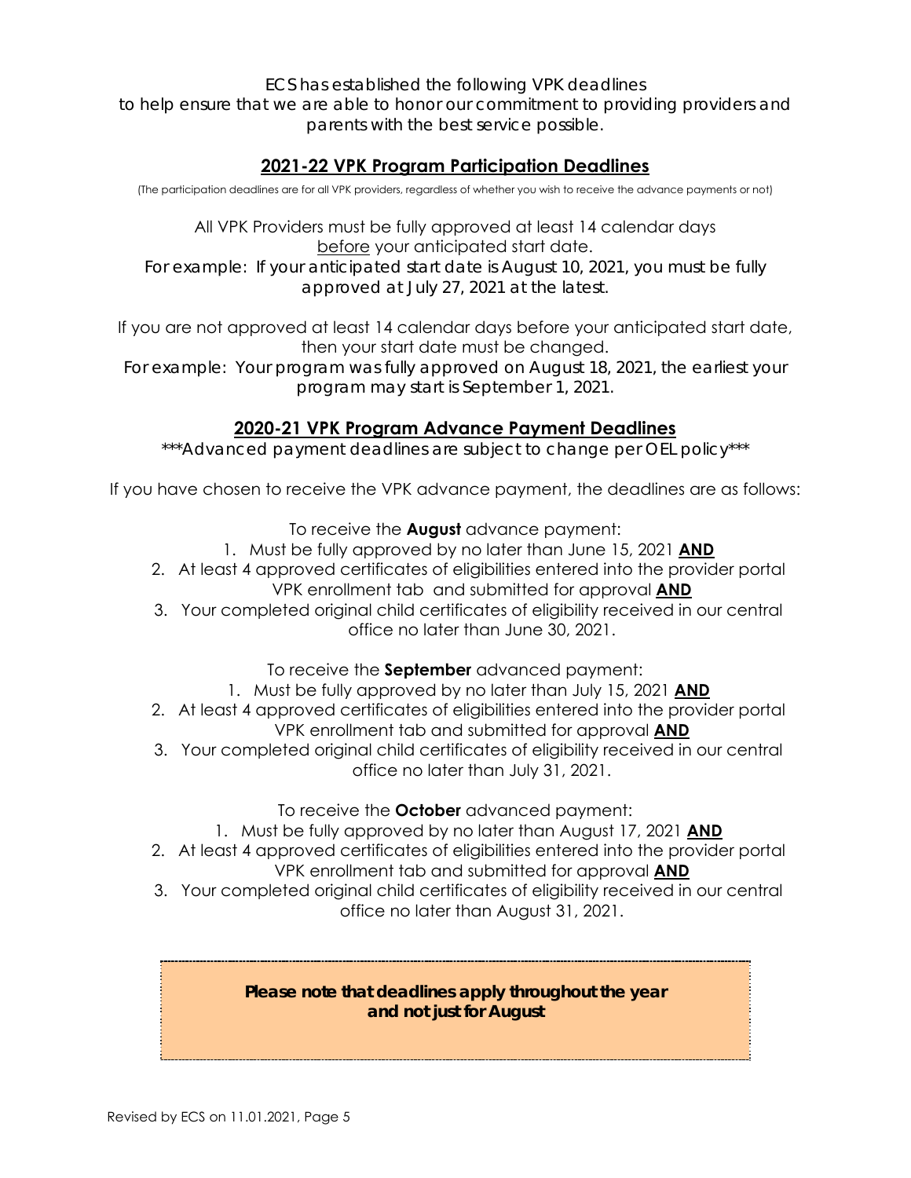*ECS has established the following VPK deadlines to help ensure that we are able to honor our commitment to providing providers and parents with the best service possible.*

## 2021-22 VPK Program Participation Deadlines

(The participation deadlines are for all VPK providers, regardless of whether you wish to receive the advance payments or not)

All VPK Providers must be fully approved at least 14 calendar days before your anticipated start date.

*For example: If your anticipated start date is August 10, 2021, you must be fully approved at July 27, 2021 at the latest.*

If you are not approved at least 14 calendar days before your anticipated start date, then your start date must be changed.

*For example: Your program was fully approved on August 18, 2021, the earliest your program may start is September 1, 2021.*

## 2020-21 VPK Program Advance Payment Deadlines

****Advanced payment deadlines are subject to change per OEL policy****

If you have chosen to receive the VPK advance payment, the deadlines are as follows:

To receive the **August** advance payment:

1. Must be fully approved by no later than June 15, 2021 **AND**
2. At least 4 approved certificates of eligibilities entered into the provider portal VPK enrollment tab and submitted for approval **AND**
3. Your completed original child certificates of eligibility received in our central office no later than June 30, 2021.

To receive the **September** advanced payment:

1. Must be fully approved by no later than July 15, 2021 **AND**
2. At least 4 approved certificates of eligibilities entered into the provider portal VPK enrollment tab and submitted for approval **AND**
3. Your completed original child certificates of eligibility received in our central office no later than July 31, 2021.

To receive the **October** advanced payment:

1. Must be fully approved by no later than August 17, 2021 **AND**
2. At least 4 approved certificates of eligibilities entered into the provider portal VPK enrollment tab and submitted for approval **AND**
3. Your completed original child certificates of eligibility received in our central office no later than August 31, 2021.

***Please note that deadlines apply throughout the year and not just for August***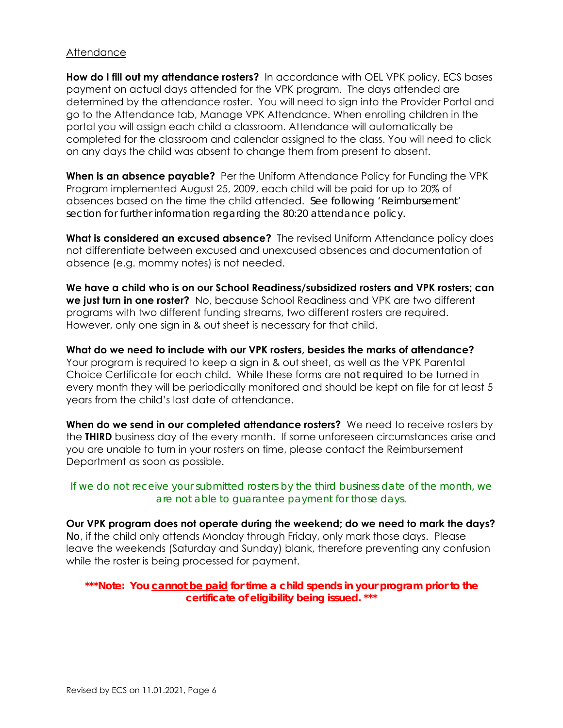## Attendance

**How do I fill out my attendance rosters?** In accordance with OEL VPK policy, ECS bases payment on actual days attended for the VPK program. The days attended are determined by the attendance roster. You will need to sign into the Provider Portal and go to the Attendance tab, Manage VPK Attendance. When enrolling children in the portal you will assign each child a classroom. Attendance will automatically be completed for the classroom and calendar assigned to the class. You will need to click on any days the child was absent to change them from present to absent.

**When is an absence payable?** Per the Uniform Attendance Policy for Funding the VPK Program implemented August 25, 2009, each child will be paid for up to 20% of absences based on the time the child attended. See following 'Reimbursement' section for further information regarding the 80:20 attendance policy.

**What is considered an excused absence?** The revised Uniform Attendance policy does not differentiate between excused and unexcused absences and documentation of absence (e.g. mommy notes) is not needed.

**We have a child who is on our School Readiness/subsidized rosters and VPK rosters; can we just turn in one roster?** No, because School Readiness and VPK are two different programs with two different funding streams, two different rosters are required. However, only one sign in & out sheet is necessary for that child.

**What do we need to include with our VPK rosters, besides the marks of attendance?** Your program is required to keep a sign in & out sheet, as well as the VPK Parental Choice Certificate for each child. While these forms are not required to be turned in every month they will be periodically monitored and should be kept on file for at least 5 years from the child's last date of attendance.

**When do we send in our completed attendance rosters?** We need to receive rosters by the **THIRD** business day of the every month. If some unforeseen circumstances arise and you are unable to turn in your rosters on time, please contact the Reimbursement Department as soon as possible.

*If we do not receive your submitted rosters by the third business date of the month, we are not able to guarantee payment for those days.*

**Our VPK program does not operate during the weekend; do we need to mark the days?** No, if the child only attends Monday through Friday, only mark those days. Please leave the weekends (Saturday and Sunday) blank, therefore preventing any confusion while the roster is being processed for payment.

***\*\*\*Note: You <u>cannot be paid</u> for time a child spends in your program prior to the certificate of eligibility being issued. \*\*\****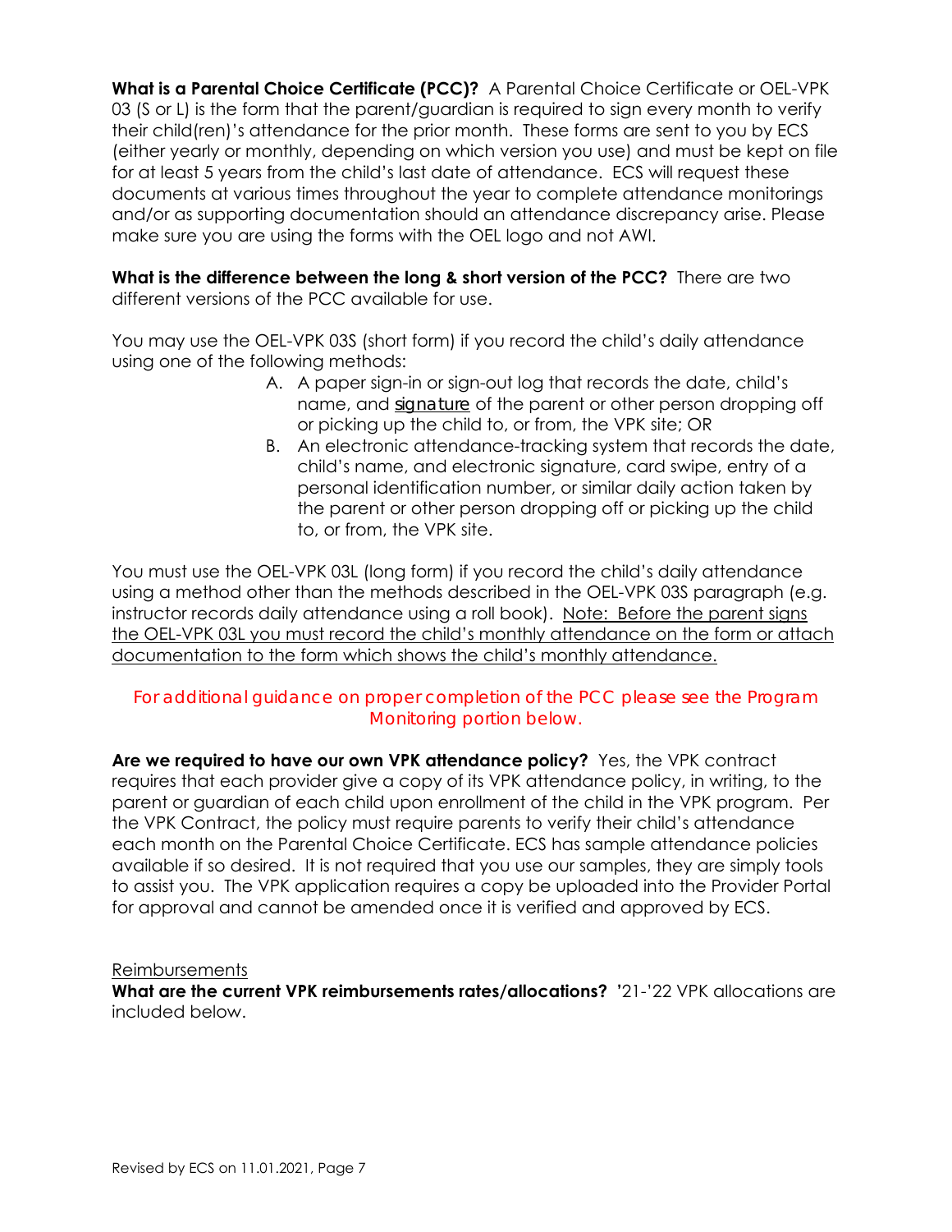**What is a Parental Choice Certificate (PCC)?** A Parental Choice Certificate or OEL-VPK 03 (S or L) is the form that the parent/guardian is required to sign every month to verify their child(ren)'s attendance for the prior month. These forms are sent to you by ECS (either yearly or monthly, depending on which version you use) and must be kept on file for at least 5 years from the child's last date of attendance. ECS will request these documents at various times throughout the year to complete attendance monitorings and/or as supporting documentation should an attendance discrepancy arise. Please make sure you are using the forms with the OEL logo and not AWI.

**What is the difference between the long & short version of the PCC?** There are two different versions of the PCC available for use.

You may use the OEL-VPK 03S (short form) if you record the child's daily attendance using one of the following methods:

A. A paper sign-in or sign-out log that records the date, child's name, and *signature* of the parent or other person dropping off or picking up the child to, or from, the VPK site; OR
B. An electronic attendance-tracking system that records the date, child's name, and electronic signature, card swipe, entry of a personal identification number, or similar daily action taken by the parent or other person dropping off or picking up the child to, or from, the VPK site.

You must use the OEL-VPK 03L (long form) if you record the child's daily attendance using a method other than the methods described in the OEL-VPK 03S paragraph (e.g. instructor records daily attendance using a roll book). Note: Before the parent signs the OEL-VPK 03L you must record the child's monthly attendance on the form or attach documentation to the form which shows the child's monthly attendance.

*For additional guidance on proper completion of the PCC please see the Program Monitoring portion below.*

**Are we required to have our own VPK attendance policy?** Yes, the VPK contract requires that each provider give a copy of its VPK attendance policy, in writing, to the parent or guardian of each child upon enrollment of the child in the VPK program. Per the VPK Contract, the policy must require parents to verify their child's attendance each month on the Parental Choice Certificate. ECS has sample attendance policies available if so desired. It is not required that you use our samples, they are simply tools to assist you. The VPK application requires a copy be uploaded into the Provider Portal for approval and cannot be amended once it is verified and approved by ECS.

Reimbursements

**What are the current VPK reimbursements rates/allocations?** '21-'22 VPK allocations are included below.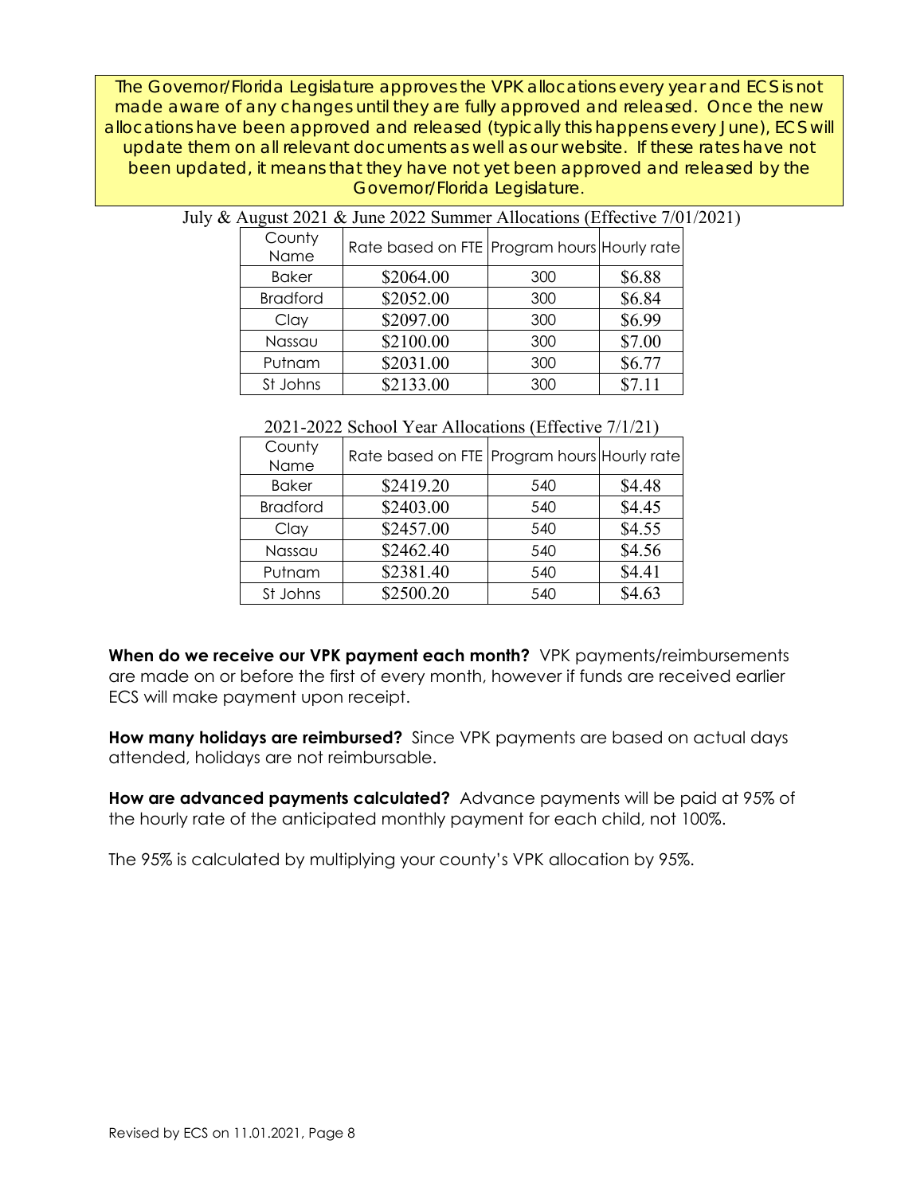The Governor/Florida Legislature approves the VPK allocations every year and ECS is not made aware of any changes until they are fully approved and released. Once the new allocations have been approved and released (typically this happens every June), ECS will update them on all relevant documents as well as our website. If these rates have not been updated, it means that they have not yet been approved and released by the Governor/Florida Legislature.

July & August 2021 & June 2022 Summer Allocations (Effective 7/01/2021)

| County Name | Rate based on FTE | Program hours | Hourly rate |
|---|---|---|---|
| Baker | $2064.00 | 300 | $6.88 |
| Bradford | $2052.00 | 300 | $6.84 |
| Clay | $2097.00 | 300 | $6.99 |
| Nassau | $2100.00 | 300 | $7.00 |
| Putnam | $2031.00 | 300 | $6.77 |
| St Johns | $2133.00 | 300 | $7.11 |

2021-2022 School Year Allocations (Effective 7/1/21)

| County Name | Rate based on FTE | Program hours | Hourly rate |
|---|---|---|---|
| Baker | $2419.20 | 540 | $4.48 |
| Bradford | $2403.00 | 540 | $4.45 |
| Clay | $2457.00 | 540 | $4.55 |
| Nassau | $2462.40 | 540 | $4.56 |
| Putnam | $2381.40 | 540 | $4.41 |
| St Johns | $2500.20 | 540 | $4.63 |

**When do we receive our VPK payment each month?** VPK payments/reimbursements are made on or before the first of every month, however if funds are received earlier ECS will make payment upon receipt.

**How many holidays are reimbursed?** Since VPK payments are based on actual days attended, holidays are not reimbursable.

**How are advanced payments calculated?** Advance payments will be paid at 95% of the hourly rate of the anticipated monthly payment for each child, not 100%.

The 95% is calculated by multiplying your county's VPK allocation by 95%.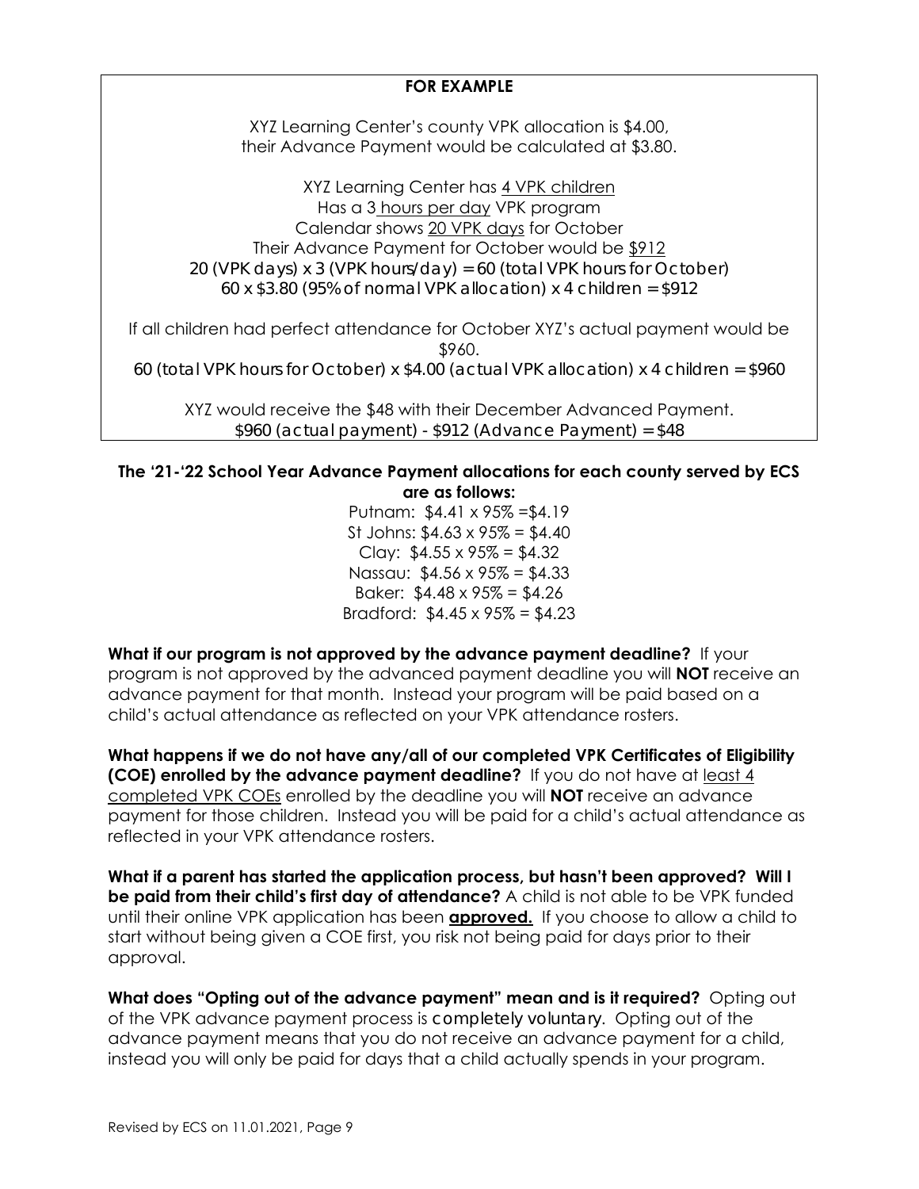**FOR EXAMPLE**

XYZ Learning Center's county VPK allocation is $4.00, their Advance Payment would be calculated at $3.80.

XYZ Learning Center has 4 VPK children
Has a 3 hours per day VPK program
Calendar shows 20 VPK days for October
Their Advance Payment for October would be $912
20 (VPK days) x 3 (VPK hours/day) = 60 (total VPK hours for October)
60 x $3.80 (95% of normal VPK allocation) x 4 children = $912

If all children had perfect attendance for October XYZ's actual payment would be $960.
60 (total VPK hours for October) x $4.00 (actual VPK allocation) x 4 children = $960

XYZ would receive the $48 with their December Advanced Payment.
$960 (actual payment) - $912 (Advance Payment) = $48

**The '21-'22 School Year Advance Payment allocations for each county served by ECS are as follows:**

Putnam: $4.41 x 95% =$4.19
St Johns: $4.63 x 95% = $4.40
Clay: $4.55 x 95% = $4.32
Nassau: $4.56 x 95% = $4.33
Baker: $4.48 x 95% = $4.26
Bradford: $4.45 x 95% = $4.23

**What if our program is not approved by the advance payment deadline?** If your program is not approved by the advanced payment deadline you will **NOT** receive an advance payment for that month. Instead your program will be paid based on a child's actual attendance as reflected on your VPK attendance rosters.

**What happens if we do not have any/all of our completed VPK Certificates of Eligibility (COE) enrolled by the advance payment deadline?** If you do not have at least 4 completed VPK COEs enrolled by the deadline you will **NOT** receive an advance payment for those children. Instead you will be paid for a child's actual attendance as reflected in your VPK attendance rosters.

**What if a parent has started the application process, but hasn't been approved? Will I be paid from their child's first day of attendance?** A child is not able to be VPK funded until their online VPK application has been **approved.** If you choose to allow a child to start without being given a COE first, you risk not being paid for days prior to their approval.

**What does "Opting out of the advance payment" mean and is it required?** Opting out of the VPK advance payment process is completely voluntary. Opting out of the advance payment means that you do not receive an advance payment for a child, instead you will only be paid for days that a child actually spends in your program.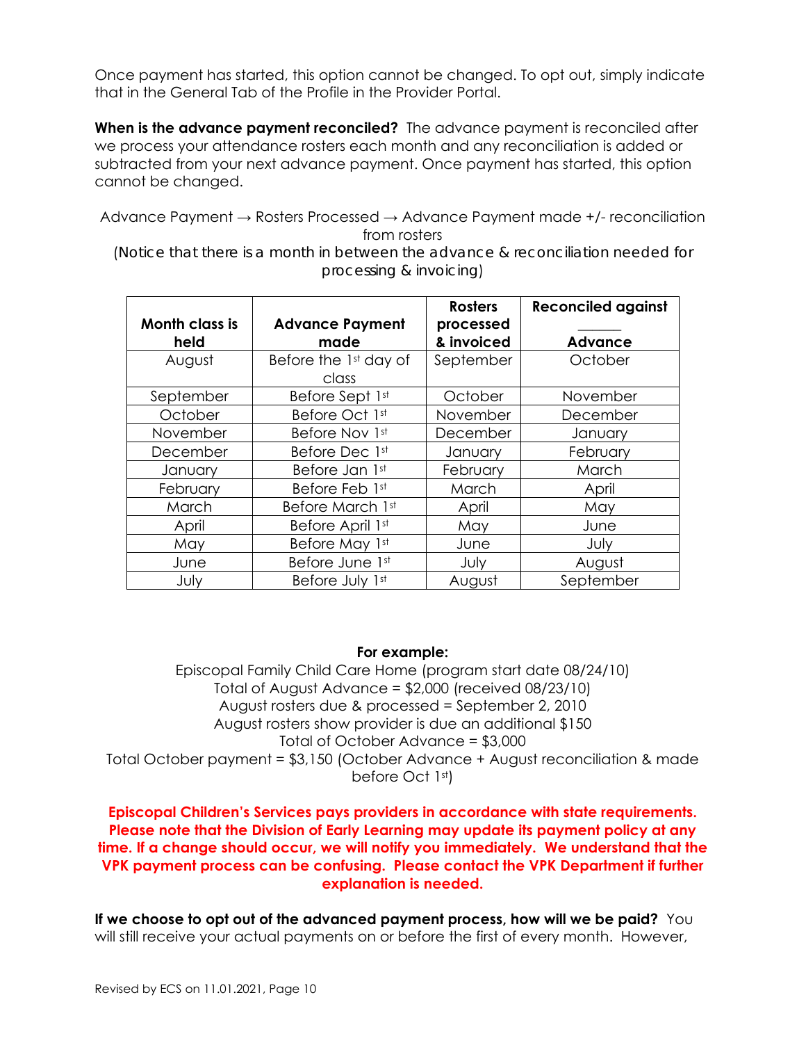Once payment has started, this option cannot be changed. To opt out, simply indicate that in the General Tab of the Profile in the Provider Portal.

**When is the advance payment reconciled?** The advance payment is reconciled after we process your attendance rosters each month and any reconciliation is added or subtracted from your next advance payment. Once payment has started, this option cannot be changed.

Advance Payment → Rosters Processed → Advance Payment made +/- reconciliation from rosters

(Notice that there is a month in between the advance & reconciliation needed for processing & invoicing)

| Month class is held | Advance Payment made | Rosters processed & invoiced | Reconciled against _______ Advance |
|---|---|---|---|
| August | Before the 1st day of class | September | October |
| September | Before Sept 1st | October | November |
| October | Before Oct 1st | November | December |
| November | Before Nov 1st | December | January |
| December | Before Dec 1st | January | February |
| January | Before Jan 1st | February | March |
| February | Before Feb 1st | March | April |
| March | Before March 1st | April | May |
| April | Before April 1st | May | June |
| May | Before May 1st | June | July |
| June | Before June 1st | July | August |
| July | Before July 1st | August | September |

**For example:**

Episcopal Family Child Care Home (program start date 08/24/10)
Total of August Advance = $2,000 (received 08/23/10)
August rosters due & processed = September 2, 2010
August rosters show provider is due an additional $150
Total of October Advance = $3,000
Total October payment = $3,150 (October Advance + August reconciliation & made before Oct 1st)

**Episcopal Children's Services pays providers in accordance with state requirements. Please note that the Division of Early Learning may update its payment policy at any time. If a change should occur, we will notify you immediately. We understand that the VPK payment process can be confusing. Please contact the VPK Department if further explanation is needed.**

**If we choose to opt out of the advanced payment process, how will we be paid?** You will still receive your actual payments on or before the first of every month. However,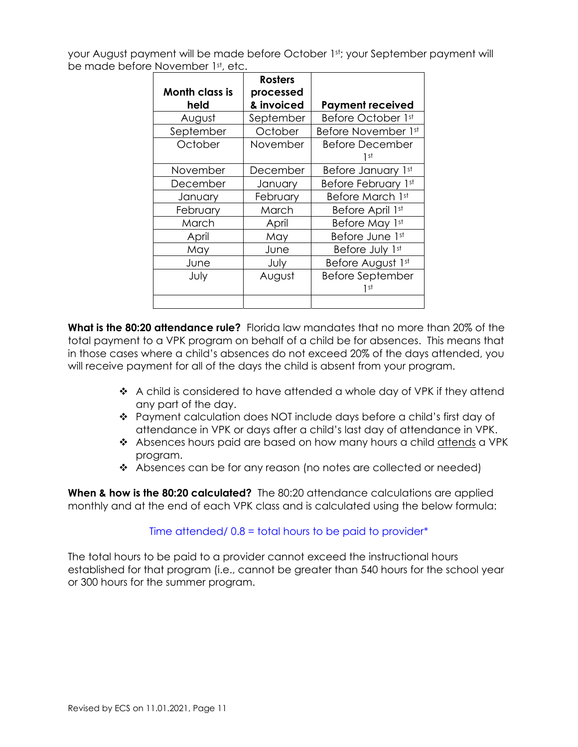your August payment will be made before October 1st; your September payment will be made before November 1st, etc.

| Month class is held | Rosters processed & invoiced | Payment received |
|---|---|---|
| August | September | Before October 1st |
| September | October | Before November 1st |
| October | November | Before December 1st |
| November | December | Before January 1st |
| December | January | Before February 1st |
| January | February | Before March 1st |
| February | March | Before April 1st |
| March | April | Before May 1st |
| April | May | Before June 1st |
| May | June | Before July 1st |
| June | July | Before August 1st |
| July | August | Before September 1st |
| | | |

**What is the 80:20 attendance rule?** Florida law mandates that no more than 20% of the total payment to a VPK program on behalf of a child be for absences. This means that in those cases where a child's absences do not exceed 20% of the days attended, you will receive payment for all of the days the child is absent from your program.

- A child is considered to have attended a whole day of VPK if they attend any part of the day.
- Payment calculation does NOT include days before a child's first day of attendance in VPK or days after a child's last day of attendance in VPK.
- Absences hours paid are based on how many hours a child <u>attends</u> a VPK program.
- Absences can be for any reason (no notes are collected or needed)

**When & how is the 80:20 calculated?** The 80:20 attendance calculations are applied monthly and at the end of each VPK class and is calculated using the below formula:

Time attended/ 0.8 = total hours to be paid to provider*

The total hours to be paid to a provider cannot exceed the instructional hours established for that program (i.e., cannot be greater than 540 hours for the school year or 300 hours for the summer program.

Revised by ECS on 11.01.2021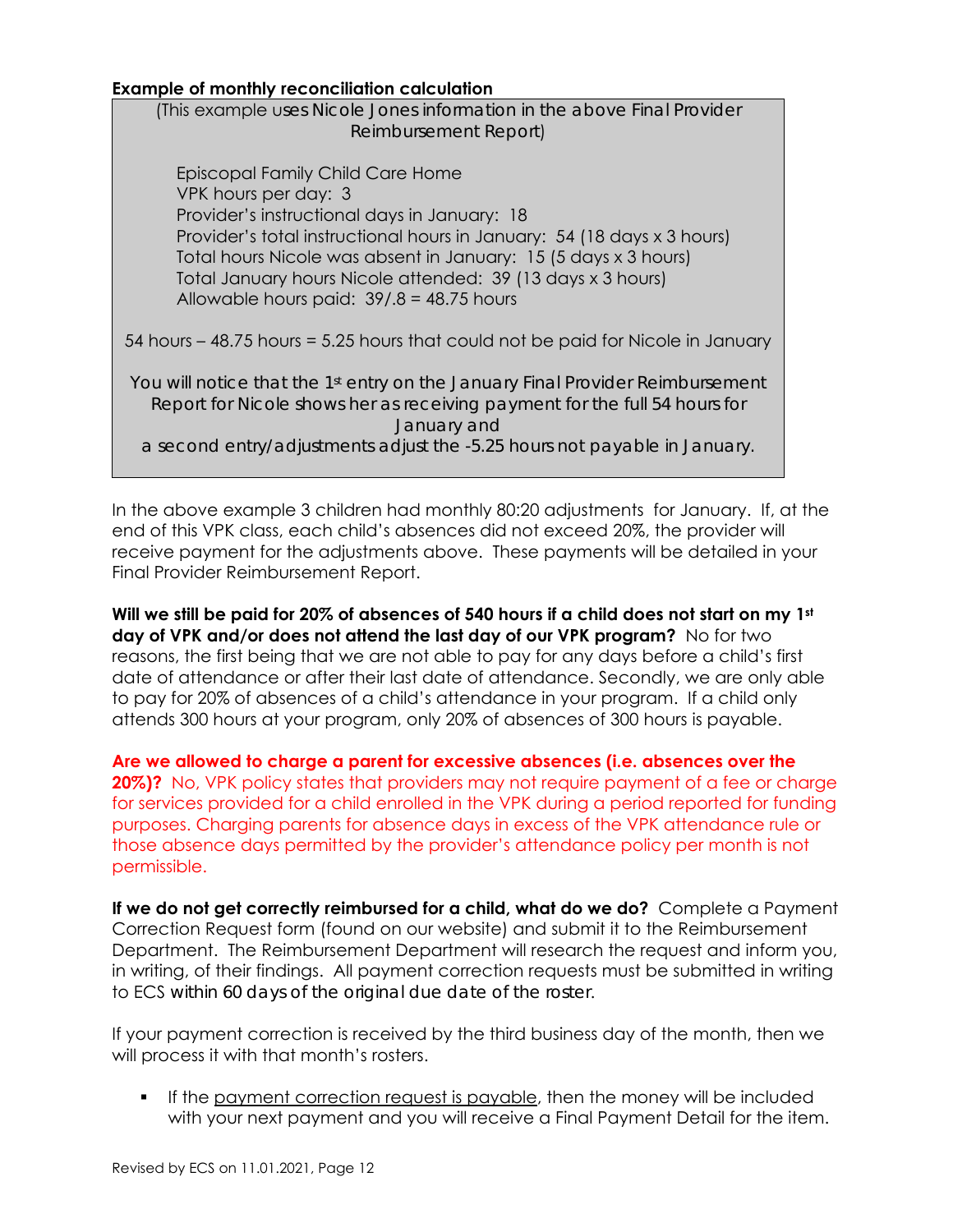**Example of monthly reconciliation calculation**

> (This example uses Nicole Jones information in the above Final Provider Reimbursement Report)
>
> Episcopal Family Child Care Home
> VPK hours per day: 3
> Provider's instructional days in January: 18
> Provider's total instructional hours in January: 54 (18 days x 3 hours)
> Total hours Nicole was absent in January: 15 (5 days x 3 hours)
> Total January hours Nicole attended: 39 (13 days x 3 hours)
> Allowable hours paid: 39/.8 = 48.75 hours
>
> 54 hours – 48.75 hours = 5.25 hours that could not be paid for Nicole in January
>
> You will notice that the 1st entry on the January Final Provider Reimbursement Report for Nicole shows her as receiving payment for the full 54 hours for January and a second entry/adjustments adjust the -5.25 hours not payable in January.

In the above example 3 children had monthly 80:20 adjustments for January. If, at the end of this VPK class, each child's absences did not exceed 20%, the provider will receive payment for the adjustments above. These payments will be detailed in your Final Provider Reimbursement Report.

**Will we still be paid for 20% of absences of 540 hours if a child does not start on my 1st day of VPK and/or does not attend the last day of our VPK program?** No for two reasons, the first being that we are not able to pay for any days before a child's first date of attendance or after their last date of attendance. Secondly, we are only able to pay for 20% of absences of a child's attendance in your program. If a child only attends 300 hours at your program, only 20% of absences of 300 hours is payable.

**Are we allowed to charge a parent for excessive absences (i.e. absences over the 20%)?** No, VPK policy states that providers may not require payment of a fee or charge for services provided for a child enrolled in the VPK during a period reported for funding purposes. Charging parents for absence days in excess of the VPK attendance rule or those absence days permitted by the provider's attendance policy per month is not permissible.

**If we do not get correctly reimbursed for a child, what do we do?** Complete a Payment Correction Request form (found on our website) and submit it to the Reimbursement Department. The Reimbursement Department will research the request and inform you, in writing, of their findings. All payment correction requests must be submitted in writing to ECS within 60 days of the original due date of the roster.

If your payment correction is received by the third business day of the month, then we will process it with that month's rosters.

- If the payment correction request is payable, then the money will be included with your next payment and you will receive a Final Payment Detail for the item.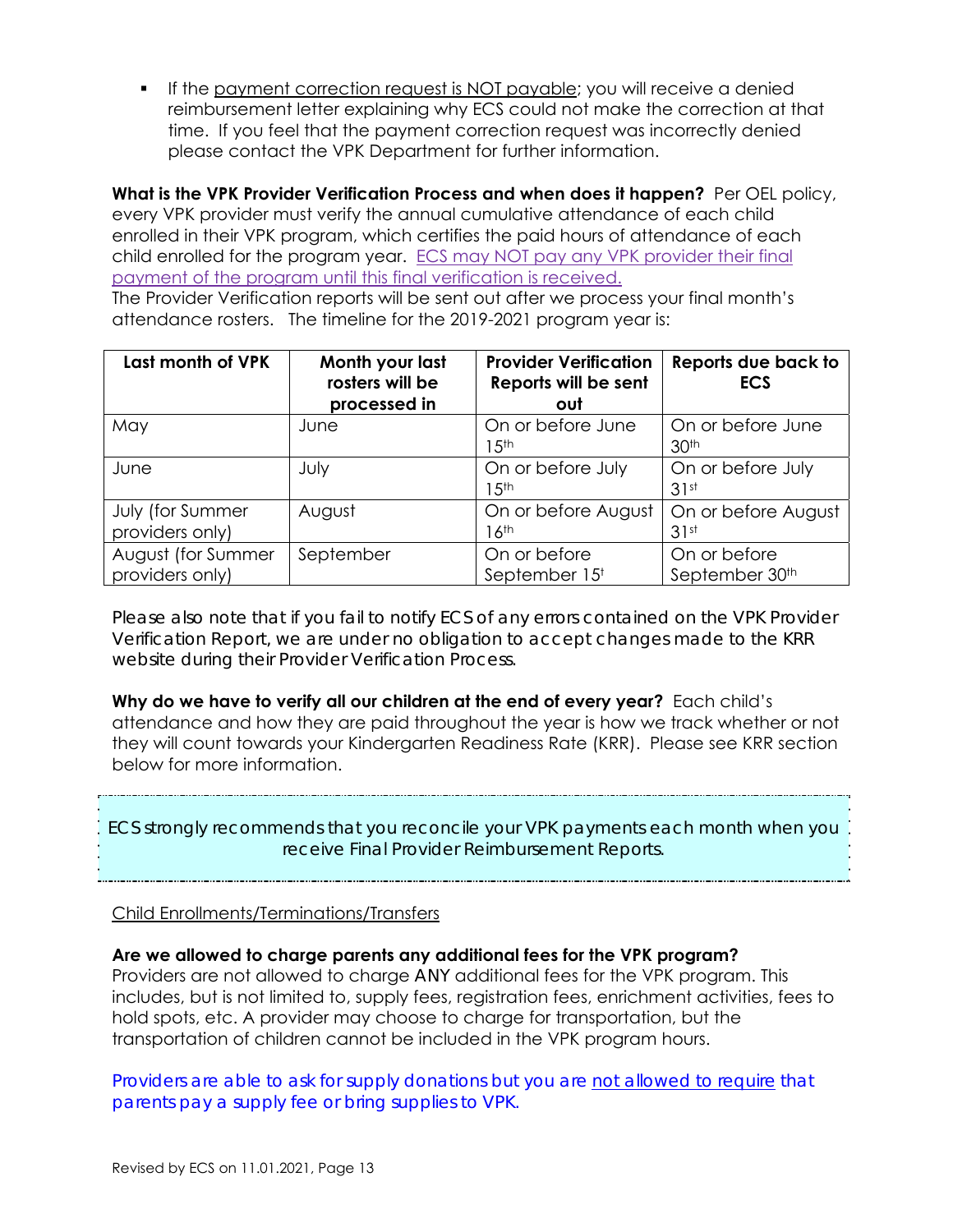- If the payment correction request is NOT payable; you will receive a denied reimbursement letter explaining why ECS could not make the correction at that time. If you feel that the payment correction request was incorrectly denied please contact the VPK Department for further information.

**What is the VPK Provider Verification Process and when does it happen?** Per OEL policy, every VPK provider must verify the annual cumulative attendance of each child enrolled in their VPK program, which certifies the paid hours of attendance of each child enrolled for the program year. ECS may NOT pay any VPK provider their final payment of the program until this final verification is received.
The Provider Verification reports will be sent out after we process your final month's attendance rosters. The timeline for the 2019-2021 program year is:

| Last month of VPK | Month your last rosters will be processed in | Provider Verification Reports will be sent out | Reports due back to ECS |
|---|---|---|---|
| May | June | On or before June 15th | On or before June 30th |
| June | July | On or before July 15th | On or before July 31st |
| July (for Summer providers only) | August | On or before August 16th | On or before August 31st |
| August (for Summer providers only) | September | On or before September 15t | On or before September 30th |

*Please also note that if you fail to notify ECS of any errors contained on the VPK Provider Verification Report, we are under no obligation to accept changes made to the KRR website during their Provider Verification Process.*

**Why do we have to verify all our children at the end of every year?** Each child's attendance and how they are paid throughout the year is how we track whether or not they will count towards your Kindergarten Readiness Rate (KRR). Please see KRR section below for more information.

*ECS strongly recommends that you reconcile your VPK payments each month when you receive Final Provider Reimbursement Reports.*

Child Enrollments/Terminations/Transfers

**Are we allowed to charge parents any additional fees for the VPK program?**
Providers are not allowed to charge ANY additional fees for the VPK program. This includes, but is not limited to, supply fees, registration fees, enrichment activities, fees to hold spots, etc. A provider may choose to charge for transportation, but the transportation of children cannot be included in the VPK program hours.

*Providers are able to ask for supply donations but you are not allowed to require that parents pay a supply fee or bring supplies to VPK.*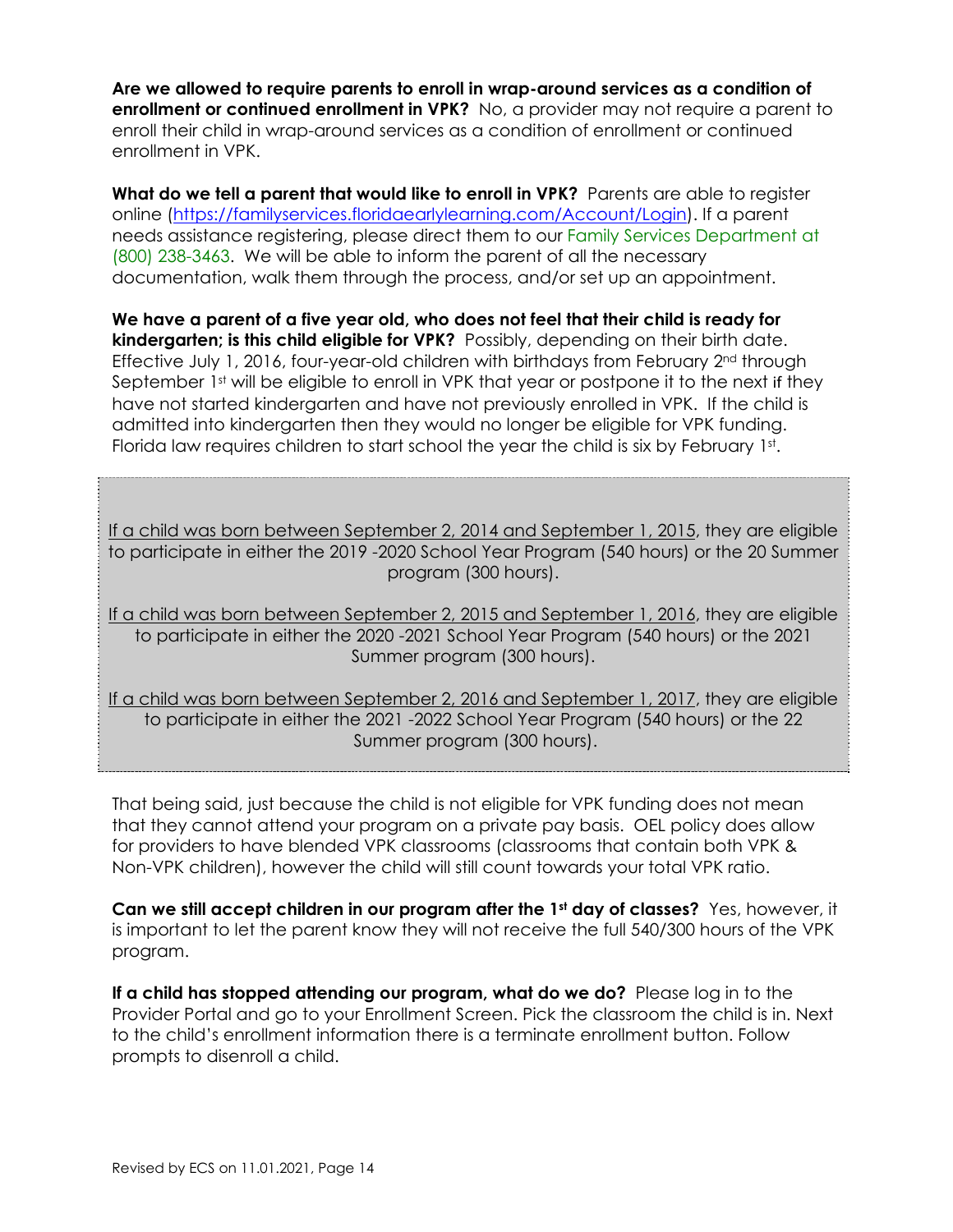**Are we allowed to require parents to enroll in wrap-around services as a condition of enrollment or continued enrollment in VPK?** No, a provider may not require a parent to enroll their child in wrap-around services as a condition of enrollment or continued enrollment in VPK.

**What do we tell a parent that would like to enroll in VPK?** Parents are able to register online (https://familyservices.floridaearlylearning.com/Account/Login). If a parent needs assistance registering, please direct them to our Family Services Department at (800) 238-3463. We will be able to inform the parent of all the necessary documentation, walk them through the process, and/or set up an appointment.

**We have a parent of a five year old, who does not feel that their child is ready for kindergarten; is this child eligible for VPK?** Possibly, depending on their birth date. Effective July 1, 2016, four-year-old children with birthdays from February 2nd through September 1st will be eligible to enroll in VPK that year or postpone it to the next if they have not started kindergarten and have not previously enrolled in VPK. If the child is admitted into kindergarten then they would no longer be eligible for VPK funding. Florida law requires children to start school the year the child is six by February 1st.

> If a child was born between September 2, 2014 and September 1, 2015, they are eligible to participate in either the 2019 -2020 School Year Program (540 hours) or the 20 Summer program (300 hours).
>
> If a child was born between September 2, 2015 and September 1, 2016, they are eligible to participate in either the 2020 -2021 School Year Program (540 hours) or the 2021 Summer program (300 hours).
>
> If a child was born between September 2, 2016 and September 1, 2017, they are eligible to participate in either the 2021 -2022 School Year Program (540 hours) or the 22 Summer program (300 hours).

That being said, just because the child is not eligible for VPK funding does not mean that they cannot attend your program on a private pay basis. OEL policy does allow for providers to have blended VPK classrooms (classrooms that contain both VPK & Non-VPK children), however the child will still count towards your total VPK ratio.

**Can we still accept children in our program after the 1st day of classes?** Yes, however, it is important to let the parent know they will not receive the full 540/300 hours of the VPK program.

**If a child has stopped attending our program, what do we do?** Please log in to the Provider Portal and go to your Enrollment Screen. Pick the classroom the child is in. Next to the child's enrollment information there is a terminate enrollment button. Follow prompts to disenroll a child.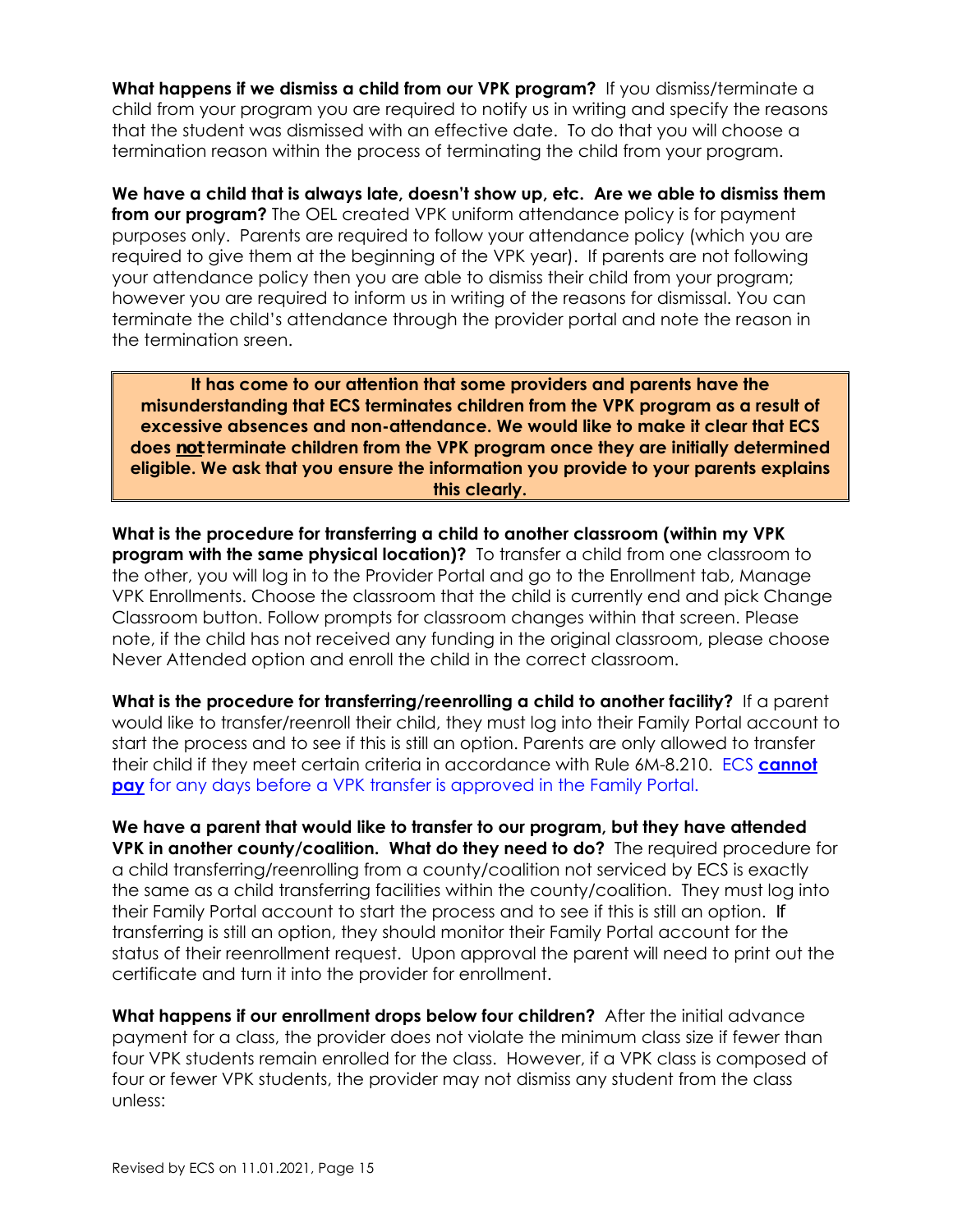**What happens if we dismiss a child from our VPK program?** If you dismiss/terminate a child from your program you are required to notify us in writing and specify the reasons that the student was dismissed with an effective date. To do that you will choose a termination reason within the process of terminating the child from your program.

**We have a child that is always late, doesn't show up, etc. Are we able to dismiss them from our program?** The OEL created VPK uniform attendance policy is for payment purposes only. Parents are required to follow your attendance policy (which you are required to give them at the beginning of the VPK year). If parents are not following your attendance policy then you are able to dismiss their child from your program; however you are required to inform us in writing of the reasons for dismissal. You can terminate the child's attendance through the provider portal and note the reason in the termination sreen.

> **It has come to our attention that some providers and parents have the misunderstanding that ECS terminates children from the VPK program as a result of excessive absences and non-attendance. We would like to make it clear that ECS does <u>not</u> terminate children from the VPK program once they are initially determined eligible. We ask that you ensure the information you provide to your parents explains this clearly.**

**What is the procedure for transferring a child to another classroom (within my VPK program with the same physical location)?** To transfer a child from one classroom to the other, you will log in to the Provider Portal and go to the Enrollment tab, Manage VPK Enrollments. Choose the classroom that the child is currently end and pick Change Classroom button. Follow prompts for classroom changes within that screen. Please note, if the child has not received any funding in the original classroom, please choose Never Attended option and enroll the child in the correct classroom.

**What is the procedure for transferring/reenrolling a child to another facility?** If a parent would like to transfer/reenroll their child, they must log into their Family Portal account to start the process and to see if this is still an option. Parents are only allowed to transfer their child if they meet certain criteria in accordance with Rule 6M-8.210. ECS **<u>cannot pay</u>** for any days before a VPK transfer is approved in the Family Portal.

**We have a parent that would like to transfer to our program, but they have attended VPK in another county/coalition. What do they need to do?** The required procedure for a child transferring/reenrolling from a county/coalition not serviced by ECS is exactly the same as a child transferring facilities within the county/coalition. They must log into their Family Portal account to start the process and to see if this is still an option. If transferring is still an option, they should monitor their Family Portal account for the status of their reenrollment request. Upon approval the parent will need to print out the certificate and turn it into the provider for enrollment.

**What happens if our enrollment drops below four children?** After the initial advance payment for a class, the provider does not violate the minimum class size if fewer than four VPK students remain enrolled for the class. However, if a VPK class is composed of four or fewer VPK students, the provider may not dismiss any student from the class unless: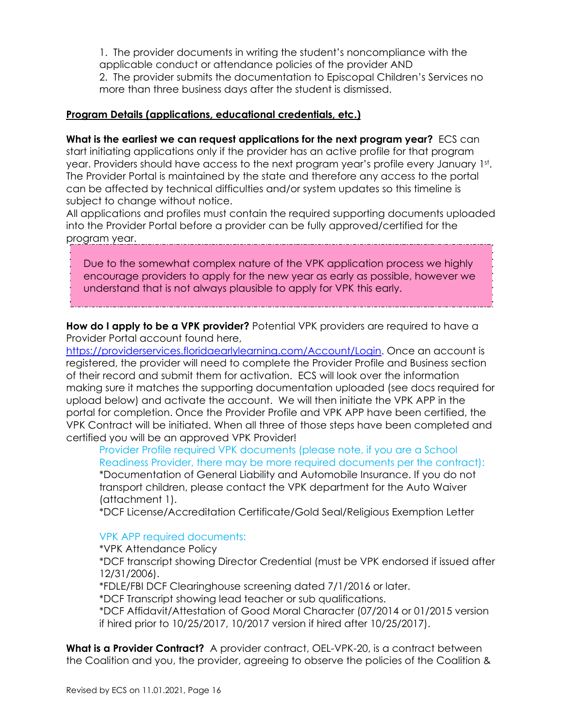1. The provider documents in writing the student's noncompliance with the applicable conduct or attendance policies of the provider AND
2. The provider submits the documentation to Episcopal Children's Services no more than three business days after the student is dismissed.

**Program Details (applications, educational credentials, etc.)**

**What is the earliest we can request applications for the next program year?** ECS can start initiating applications only if the provider has an active profile for that program year. Providers should have access to the next program year's profile every January 1st. The Provider Portal is maintained by the state and therefore any access to the portal can be affected by technical difficulties and/or system updates so this timeline is subject to change without notice.
All applications and profiles must contain the required supporting documents uploaded into the Provider Portal before a provider can be fully approved/certified for the program year.

> Due to the somewhat complex nature of the VPK application process we highly encourage providers to apply for the new year as early as possible, however we understand that is not always plausible to apply for VPK this early.

**How do I apply to be a VPK provider?** Potential VPK providers are required to have a Provider Portal account found here, https://providerservices.floridaearlylearning.com/Account/Login. Once an account is registered, the provider will need to complete the Provider Profile and Business section of their record and submit them for activation. ECS will look over the information making sure it matches the supporting documentation uploaded (see docs required for upload below) and activate the account. We will then initiate the VPK APP in the portal for completion. Once the Provider Profile and VPK APP have been certified, the VPK Contract will be initiated. When all three of those steps have been completed and certified you will be an approved VPK Provider!

Provider Profile required VPK documents (please note, if you are a School Readiness Provider, there may be more required documents per the contract):
*Documentation of General Liability and Automobile Insurance. If you do not transport children, please contact the VPK department for the Auto Waiver (attachment 1).
*DCF License/Accreditation Certificate/Gold Seal/Religious Exemption Letter

VPK APP required documents:
*VPK Attendance Policy
*DCF transcript showing Director Credential (must be VPK endorsed if issued after 12/31/2006).
*FDLE/FBI DCF Clearinghouse screening dated 7/1/2016 or later.
*DCF Transcript showing lead teacher or sub qualifications.
*DCF Affidavit/Attestation of Good Moral Character (07/2014 or 01/2015 version if hired prior to 10/25/2017, 10/2017 version if hired after 10/25/2017).

**What is a Provider Contract?** A provider contract, OEL-VPK-20, is a contract between the Coalition and you, the provider, agreeing to observe the policies of the Coalition &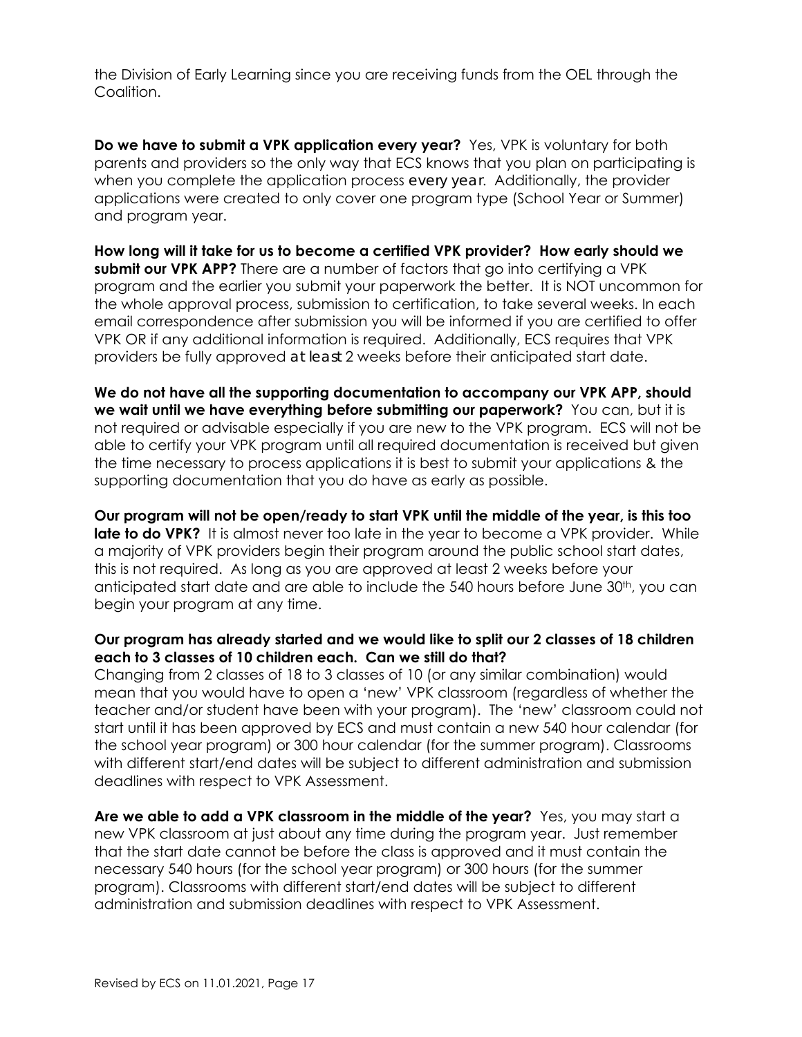the Division of Early Learning since you are receiving funds from the OEL through the Coalition.

**Do we have to submit a VPK application every year?** Yes, VPK is voluntary for both parents and providers so the only way that ECS knows that you plan on participating is when you complete the application process *every year*. Additionally, the provider applications were created to only cover one program type (School Year or Summer) and program year.

**How long will it take for us to become a certified VPK provider? How early should we submit our VPK APP?** There are a number of factors that go into certifying a VPK program and the earlier you submit your paperwork the better. It is NOT uncommon for the whole approval process, submission to certification, to take several weeks. In each email correspondence after submission you will be informed if you are certified to offer VPK OR if any additional information is required. Additionally, ECS requires that VPK providers be fully approved *at least* 2 weeks before their anticipated start date.

**We do not have all the supporting documentation to accompany our VPK APP, should we wait until we have everything before submitting our paperwork?** You can, but it is not required or advisable especially if you are new to the VPK program. ECS will not be able to certify your VPK program until all required documentation is received but given the time necessary to process applications it is best to submit your applications & the supporting documentation that you do have as early as possible.

**Our program will not be open/ready to start VPK until the middle of the year, is this too late to do VPK?** It is almost never too late in the year to become a VPK provider. While a majority of VPK providers begin their program around the public school start dates, this is not required. As long as you are approved at least 2 weeks before your anticipated start date and are able to include the 540 hours before June 30th, you can begin your program at any time.

**Our program has already started and we would like to split our 2 classes of 18 children each to 3 classes of 10 children each. Can we still do that?**
Changing from 2 classes of 18 to 3 classes of 10 (or any similar combination) would mean that you would have to open a 'new' VPK classroom (regardless of whether the teacher and/or student have been with your program). The 'new' classroom could not start until it has been approved by ECS and must contain a new 540 hour calendar (for the school year program) or 300 hour calendar (for the summer program). Classrooms with different start/end dates will be subject to different administration and submission deadlines with respect to VPK Assessment.

**Are we able to add a VPK classroom in the middle of the year?** Yes, you may start a new VPK classroom at just about any time during the program year. Just remember that the start date cannot be before the class is approved and it must contain the necessary 540 hours (for the school year program) or 300 hours (for the summer program). Classrooms with different start/end dates will be subject to different administration and submission deadlines with respect to VPK Assessment.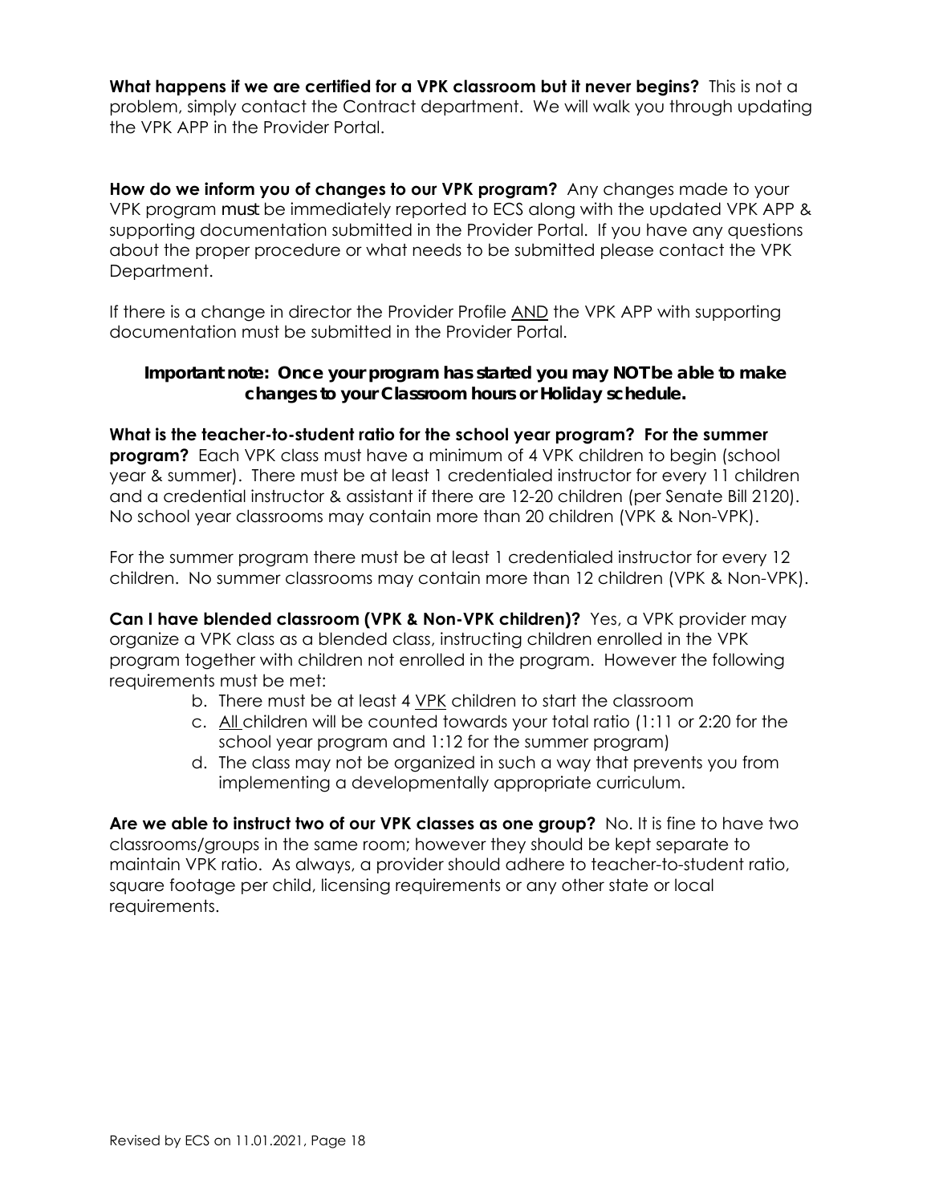**What happens if we are certified for a VPK classroom but it never begins?** This is not a problem, simply contact the Contract department. We will walk you through updating the VPK APP in the Provider Portal.

**How do we inform you of changes to our VPK program?** Any changes made to your VPK program must be immediately reported to ECS along with the updated VPK APP & supporting documentation submitted in the Provider Portal. If you have any questions about the proper procedure or what needs to be submitted please contact the VPK Department.

If there is a change in director the Provider Profile <u>AND</u> the VPK APP with supporting documentation must be submitted in the Provider Portal.

**Important note: Once your program has started you may NOT be able to make changes to your Classroom hours or Holiday schedule.**

**What is the teacher-to-student ratio for the school year program? For the summer program?** Each VPK class must have a minimum of 4 VPK children to begin (school year & summer). There must be at least 1 credentialed instructor for every 11 children and a credential instructor & assistant if there are 12-20 children (per Senate Bill 2120). No school year classrooms may contain more than 20 children (VPK & Non-VPK).

For the summer program there must be at least 1 credentialed instructor for every 12 children. No summer classrooms may contain more than 12 children (VPK & Non-VPK).

**Can I have blended classroom (VPK & Non-VPK children)?** Yes, a VPK provider may organize a VPK class as a blended class, instructing children enrolled in the VPK program together with children not enrolled in the program. However the following requirements must be met:

b. There must be at least 4 <u>VPK</u> children to start the classroom
c. <u>All</u> children will be counted towards your total ratio (1:11 or 2:20 for the school year program and 1:12 for the summer program)
d. The class may not be organized in such a way that prevents you from implementing a developmentally appropriate curriculum.

**Are we able to instruct two of our VPK classes as one group?** No. It is fine to have two classrooms/groups in the same room; however they should be kept separate to maintain VPK ratio. As always, a provider should adhere to teacher-to-student ratio, square footage per child, licensing requirements or any other state or local requirements.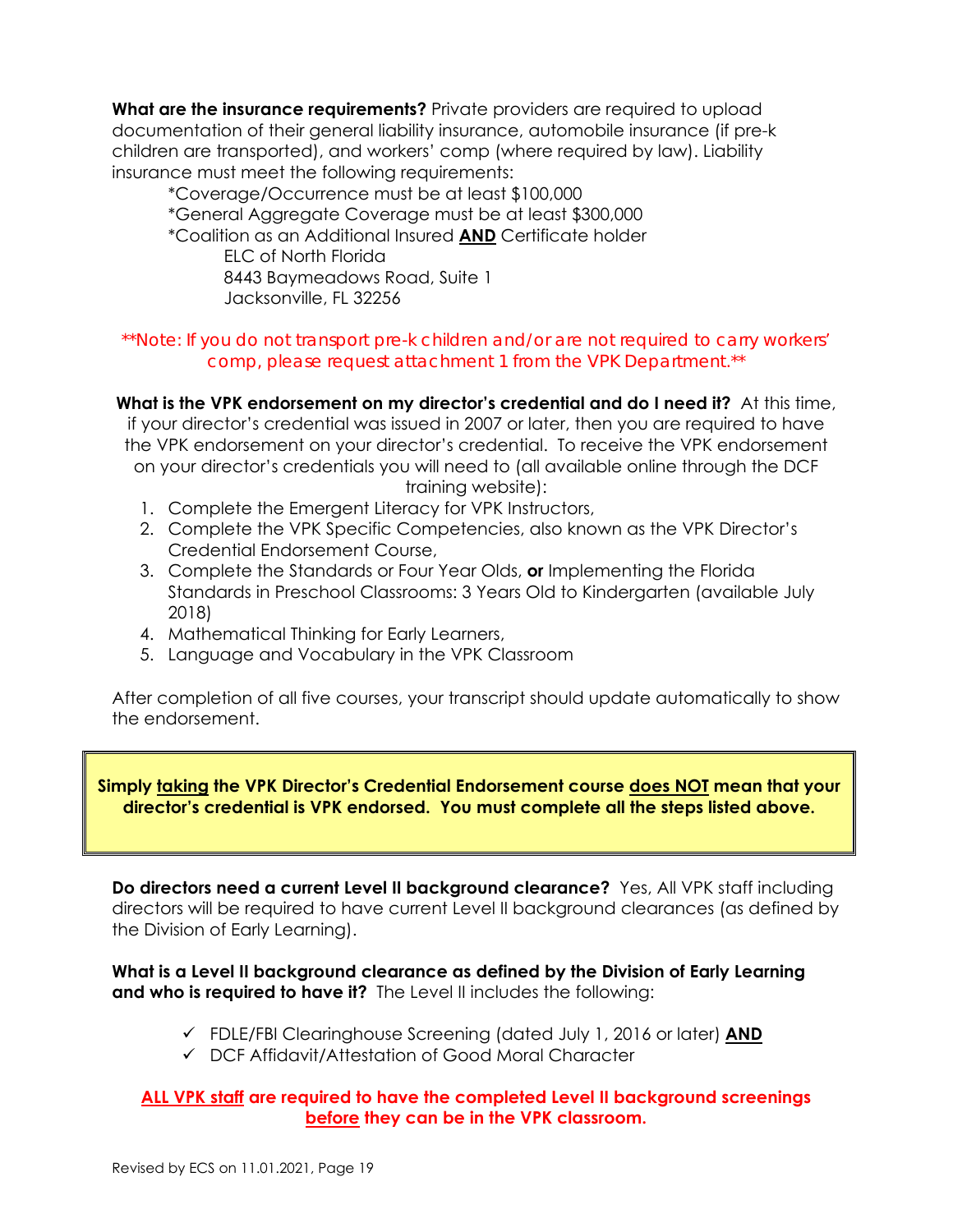**What are the insurance requirements?** Private providers are required to upload documentation of their general liability insurance, automobile insurance (if pre-k children are transported), and workers' comp (where required by law). Liability insurance must meet the following requirements:

*Coverage/Occurrence must be at least $100,000
*General Aggregate Coverage must be at least $300,000
*Coalition as an Additional Insured **AND** Certificate holder
ELC of North Florida
8443 Baymeadows Road, Suite 1
Jacksonville, FL 32256

**Note: If you do not transport pre-k children and/or are not required to carry workers' comp, please request attachment 1 from the VPK Department.**

**What is the VPK endorsement on my director's credential and do I need it?** At this time, if your director's credential was issued in 2007 or later, then you are required to have the VPK endorsement on your director's credential. To receive the VPK endorsement on your director's credentials you will need to (all available online through the DCF training website):

1. Complete the Emergent Literacy for VPK Instructors,
2. Complete the VPK Specific Competencies, also known as the VPK Director's Credential Endorsement Course,
3. Complete the Standards or Four Year Olds, **or** Implementing the Florida Standards in Preschool Classrooms: 3 Years Old to Kindergarten (available July 2018)
4. Mathematical Thinking for Early Learners,
5. Language and Vocabulary in the VPK Classroom

After completion of all five courses, your transcript should update automatically to show the endorsement.

**Simply taking the VPK Director's Credential Endorsement course does NOT mean that your director's credential is VPK endorsed. You must complete all the steps listed above.**

**Do directors need a current Level II background clearance?** Yes, All VPK staff including directors will be required to have current Level II background clearances (as defined by the Division of Early Learning).

**What is a Level II background clearance as defined by the Division of Early Learning and who is required to have it?** The Level II includes the following:

- ✓ FDLE/FBI Clearinghouse Screening (dated July 1, 2016 or later) **AND**
- ✓ DCF Affidavit/Attestation of Good Moral Character

**ALL VPK staff are required to have the completed Level II background screenings before they can be in the VPK classroom.**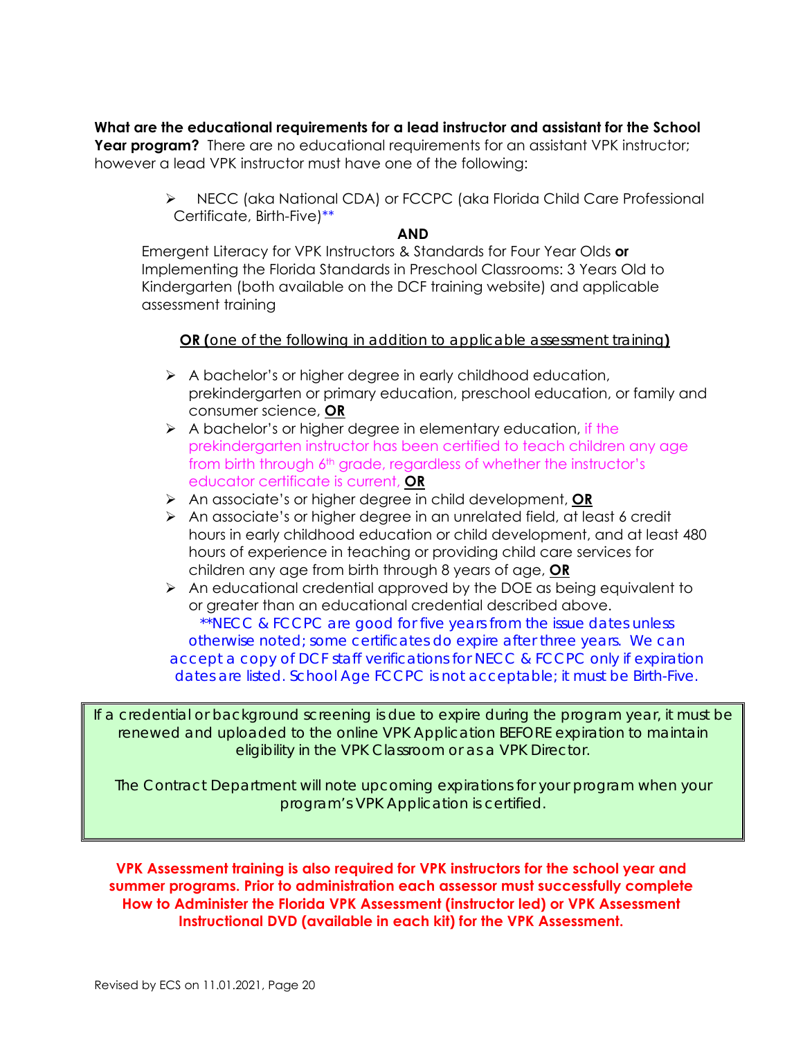**What are the educational requirements for a lead instructor and assistant for the School Year program?** There are no educational requirements for an assistant VPK instructor; however a lead VPK instructor must have one of the following:

- NECC (aka National CDA) or FCCPC (aka Florida Child Care Professional Certificate, Birth-Five)**

**AND**

Emergent Literacy for VPK Instructors & Standards for Four Year Olds **or** Implementing the Florida Standards in Preschool Classrooms: 3 Years Old to Kindergarten (both available on the DCF training website) and applicable assessment training

**OR (**one of the following in addition to applicable assessment training**)**

- A bachelor's or higher degree in early childhood education, prekindergarten or primary education, preschool education, or family and consumer science, **OR**
- A bachelor's or higher degree in elementary education, if the prekindergarten instructor has been certified to teach children any age from birth through 6th grade, regardless of whether the instructor's educator certificate is current, **OR**
- An associate's or higher degree in child development, **OR**
- An associate's or higher degree in an unrelated field, at least 6 credit hours in early childhood education or child development, and at least 480 hours of experience in teaching or providing child care services for children any age from birth through 8 years of age, **OR**
- An educational credential approved by the DOE as being equivalent to or greater than an educational credential described above.

**NECC & FCCPC are good for five years from the issue dates unless otherwise noted; some certificates do expire after three years. We can accept a copy of DCF staff verifications for NECC & FCCPC only if expiration dates are listed. School Age FCCPC is not acceptable; it must be Birth-Five.

If a credential or background screening is due to expire during the program year, it must be renewed and uploaded to the online VPK Application BEFORE expiration to maintain eligibility in the VPK Classroom or as a VPK Director.

The Contract Department will note upcoming expirations for your program when your program's VPK Application is certified.

**VPK Assessment training is also required for VPK instructors for the school year and summer programs. Prior to administration each assessor must successfully complete How to Administer the Florida VPK Assessment (instructor led) or VPK Assessment Instructional DVD (available in each kit) for the VPK Assessment.**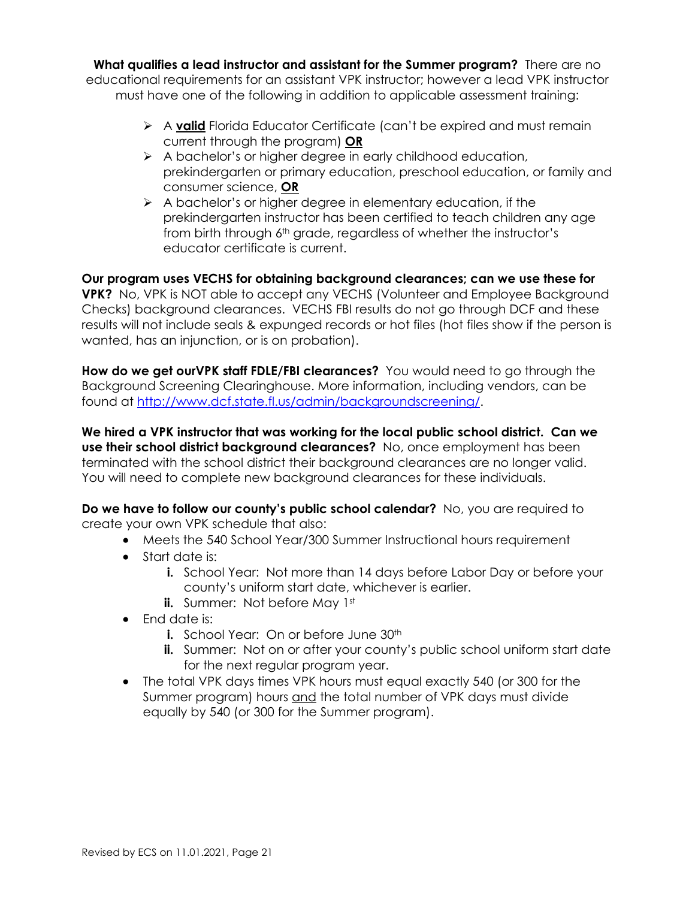**What qualifies a lead instructor and assistant for the Summer program?** There are no educational requirements for an assistant VPK instructor; however a lead VPK instructor must have one of the following in addition to applicable assessment training:

- A **valid** Florida Educator Certificate (can't be expired and must remain current through the program) **OR**
- A bachelor's or higher degree in early childhood education, prekindergarten or primary education, preschool education, or family and consumer science, **OR**
- A bachelor's or higher degree in elementary education, if the prekindergarten instructor has been certified to teach children any age from birth through 6th grade, regardless of whether the instructor's educator certificate is current.

**Our program uses VECHS for obtaining background clearances; can we use these for VPK?** No, VPK is NOT able to accept any VECHS (Volunteer and Employee Background Checks) background clearances. VECHS FBI results do not go through DCF and these results will not include seals & expunged records or hot files (hot files show if the person is wanted, has an injunction, or is on probation).

**How do we get ourVPK staff FDLE/FBI clearances?** You would need to go through the Background Screening Clearinghouse. More information, including vendors, can be found at http://www.dcf.state.fl.us/admin/backgroundscreening/.

**We hired a VPK instructor that was working for the local public school district. Can we use their school district background clearances?** No, once employment has been terminated with the school district their background clearances are no longer valid. You will need to complete new background clearances for these individuals.

**Do we have to follow our county's public school calendar?** No, you are required to create your own VPK schedule that also:

- Meets the 540 School Year/300 Summer Instructional hours requirement
- Start date is:
  - **i.** School Year: Not more than 14 days before Labor Day or before your county's uniform start date, whichever is earlier.
  - **ii.** Summer: Not before May 1st
- End date is:
  - **i.** School Year: On or before June 30th
  - **ii.** Summer: Not on or after your county's public school uniform start date for the next regular program year.
- The total VPK days times VPK hours must equal exactly 540 (or 300 for the Summer program) hours and the total number of VPK days must divide equally by 540 (or 300 for the Summer program).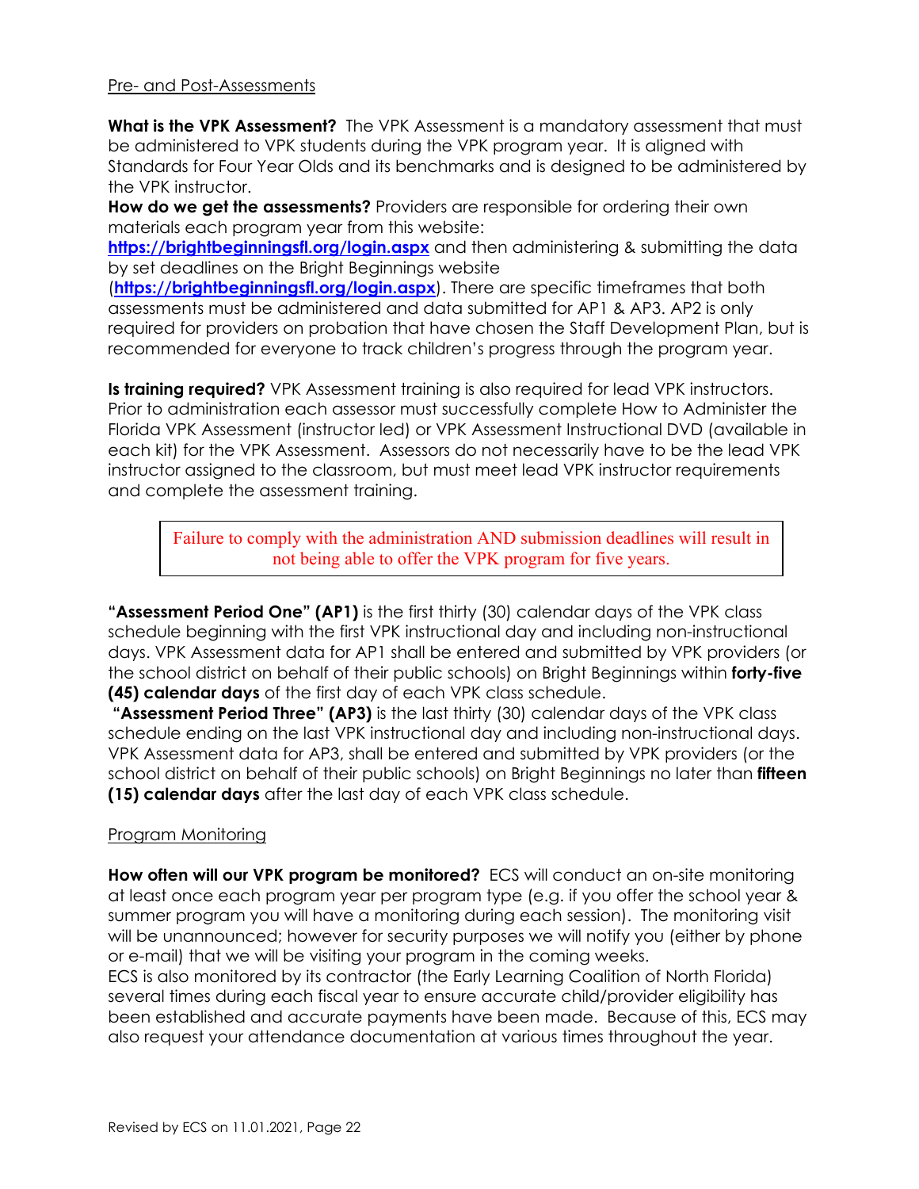## Pre- and Post-Assessments

**What is the VPK Assessment?** The VPK Assessment is a mandatory assessment that must be administered to VPK students during the VPK program year. It is aligned with Standards for Four Year Olds and its benchmarks and is designed to be administered by the VPK instructor.

**How do we get the assessments?** Providers are responsible for ordering their own materials each program year from this website: **https://brightbeginningsfl.org/login.aspx** and then administering & submitting the data by set deadlines on the Bright Beginnings website (**https://brightbeginningsfl.org/login.aspx**). There are specific timeframes that both assessments must be administered and data submitted for AP1 & AP3. AP2 is only required for providers on probation that have chosen the Staff Development Plan, but is recommended for everyone to track children's progress through the program year.

**Is training required?** VPK Assessment training is also required for lead VPK instructors. Prior to administration each assessor must successfully complete How to Administer the Florida VPK Assessment (instructor led) or VPK Assessment Instructional DVD (available in each kit) for the VPK Assessment. Assessors do not necessarily have to be the lead VPK instructor assigned to the classroom, but must meet lead VPK instructor requirements and complete the assessment training.

> Failure to comply with the administration AND submission deadlines will result in not being able to offer the VPK program for five years.

**"Assessment Period One" (AP1)** is the first thirty (30) calendar days of the VPK class schedule beginning with the first VPK instructional day and including non-instructional days. VPK Assessment data for AP1 shall be entered and submitted by VPK providers (or the school district on behalf of their public schools) on Bright Beginnings within **forty-five (45) calendar days** of the first day of each VPK class schedule.

**"Assessment Period Three" (AP3)** is the last thirty (30) calendar days of the VPK class schedule ending on the last VPK instructional day and including non-instructional days. VPK Assessment data for AP3, shall be entered and submitted by VPK providers (or the school district on behalf of their public schools) on Bright Beginnings no later than **fifteen (15) calendar days** after the last day of each VPK class schedule.

## Program Monitoring

**How often will our VPK program be monitored?** ECS will conduct an on-site monitoring at least once each program year per program type (e.g. if you offer the school year & summer program you will have a monitoring during each session). The monitoring visit will be unannounced; however for security purposes we will notify you (either by phone or e-mail) that we will be visiting your program in the coming weeks.

ECS is also monitored by its contractor (the Early Learning Coalition of North Florida) several times during each fiscal year to ensure accurate child/provider eligibility has been established and accurate payments have been made. Because of this, ECS may also request your attendance documentation at various times throughout the year.

Revised by ECS on 11.01.2021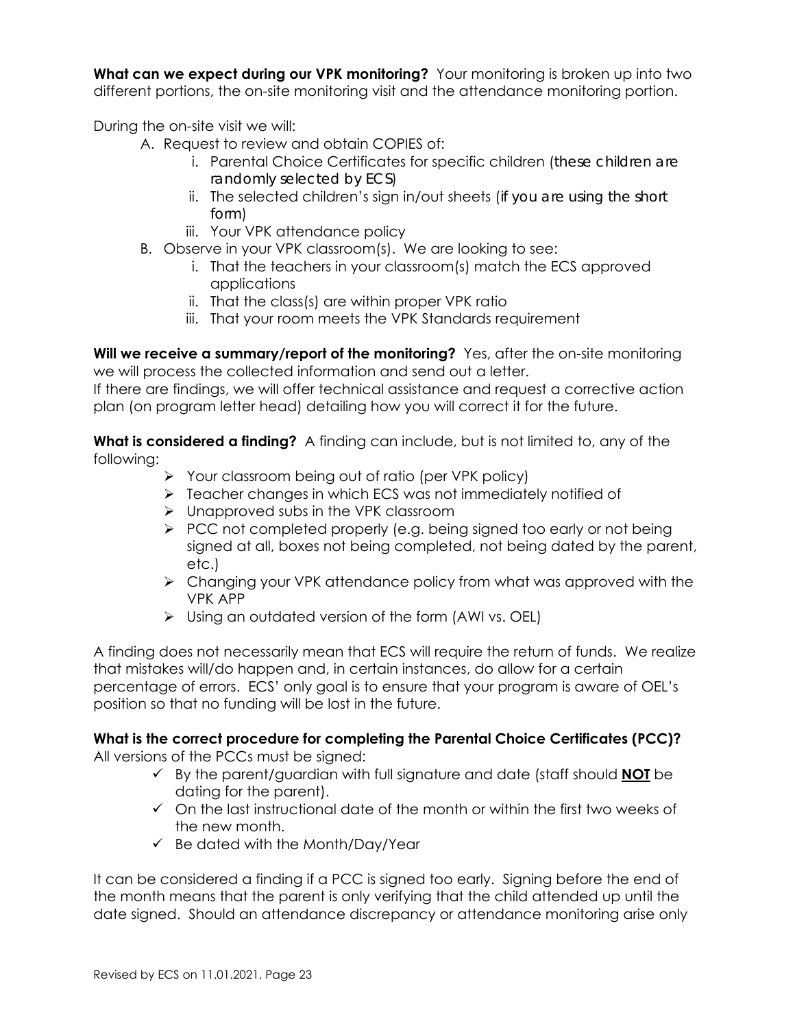**What can we expect during our VPK monitoring?** Your monitoring is broken up into two different portions, the on-site monitoring visit and the attendance monitoring portion.

During the on-site visit we will:

A. Request to review and obtain COPIES of:
   i. Parental Choice Certificates for specific children (*these children are randomly selected by ECS*)
   ii. The selected children's sign in/out sheets (*if you are using the short form*)
   iii. Your VPK attendance policy
B. Observe in your VPK classroom(s). We are looking to see:
   i. That the teachers in your classroom(s) match the ECS approved applications
   ii. That the class(s) are within proper VPK ratio
   iii. That your room meets the VPK Standards requirement

**Will we receive a summary/report of the monitoring?** Yes, after the on-site monitoring we will process the collected information and send out a letter.
If there are findings, we will offer technical assistance and request a corrective action plan (on program letter head) detailing how you will correct it for the future.

**What is considered a finding?** A finding can include, but is not limited to, any of the following:

- Your classroom being out of ratio (per VPK policy)
- Teacher changes in which ECS was not immediately notified of
- Unapproved subs in the VPK classroom
- PCC not completed properly (e.g. being signed too early or not being signed at all, boxes not being completed, not being dated by the parent, etc.)
- Changing your VPK attendance policy from what was approved with the VPK APP
- Using an outdated version of the form (AWI vs. OEL)

A finding does not necessarily mean that ECS will require the return of funds. We realize that mistakes will/do happen and, in certain instances, do allow for a certain percentage of errors. ECS' only goal is to ensure that your program is aware of OEL's position so that no funding will be lost in the future.

**What is the correct procedure for completing the Parental Choice Certificates (PCC)?**
All versions of the PCCs must be signed:

- ✓ By the parent/guardian with full signature and date (staff should **NOT** be dating for the parent).
- ✓ On the last instructional date of the month or within the first two weeks of the new month.
- ✓ Be dated with the Month/Day/Year

It can be considered a finding if a PCC is signed too early. Signing before the end of the month means that the parent is only verifying that the child attended up until the date signed. Should an attendance discrepancy or attendance monitoring arise only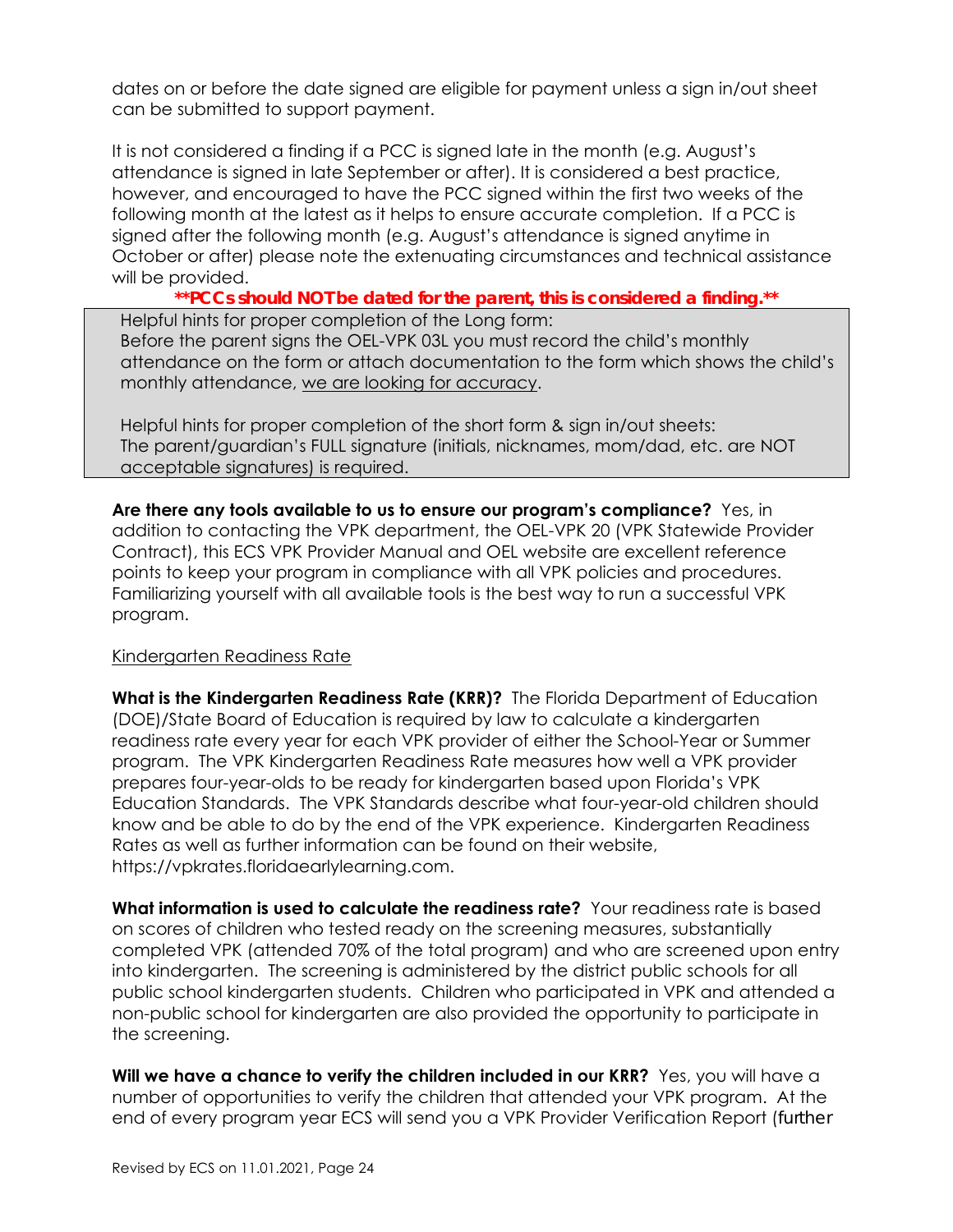dates on or before the date signed are eligible for payment unless a sign in/out sheet can be submitted to support payment.

It is not considered a finding if a PCC is signed late in the month (e.g. August's attendance is signed in late September or after). It is considered a best practice, however, and encouraged to have the PCC signed within the first two weeks of the following month at the latest as it helps to ensure accurate completion. If a PCC is signed after the following month (e.g. August's attendance is signed anytime in October or after) please note the extenuating circumstances and technical assistance will be provided.

***\*\*PCCs should NOT be dated for the parent, this is considered a finding.\*\****

> Helpful hints for proper completion of the Long form:
> Before the parent signs the OEL-VPK 03L you must record the child's monthly attendance on the form or attach documentation to the form which shows the child's monthly attendance, <u>we are looking for accuracy</u>.
>
> Helpful hints for proper completion of the short form & sign in/out sheets:
> The parent/guardian's FULL signature (initials, nicknames, mom/dad, etc. are NOT acceptable signatures) is required.

**Are there any tools available to us to ensure our program's compliance?** Yes, in addition to contacting the VPK department, the OEL-VPK 20 (VPK Statewide Provider Contract), this ECS VPK Provider Manual and OEL website are excellent reference points to keep your program in compliance with all VPK policies and procedures. Familiarizing yourself with all available tools is the best way to run a successful VPK program.

<u>Kindergarten Readiness Rate</u>

**What is the Kindergarten Readiness Rate (KRR)?** The Florida Department of Education (DOE)/State Board of Education is required by law to calculate a kindergarten readiness rate every year for each VPK provider of either the School-Year or Summer program. The VPK Kindergarten Readiness Rate measures how well a VPK provider prepares four-year-olds to be ready for kindergarten based upon Florida's VPK Education Standards. The VPK Standards describe what four-year-old children should know and be able to do by the end of the VPK experience. Kindergarten Readiness Rates as well as further information can be found on their website, https://vpkrates.floridaearlylearning.com.

**What information is used to calculate the readiness rate?** Your readiness rate is based on scores of children who tested ready on the screening measures, substantially completed VPK (attended 70% of the total program) and who are screened upon entry into kindergarten. The screening is administered by the district public schools for all public school kindergarten students. Children who participated in VPK and attended a non-public school for kindergarten are also provided the opportunity to participate in the screening.

**Will we have a chance to verify the children included in our KRR?** Yes, you will have a number of opportunities to verify the children that attended your VPK program. At the end of every program year ECS will send you a VPK Provider Verification Report (further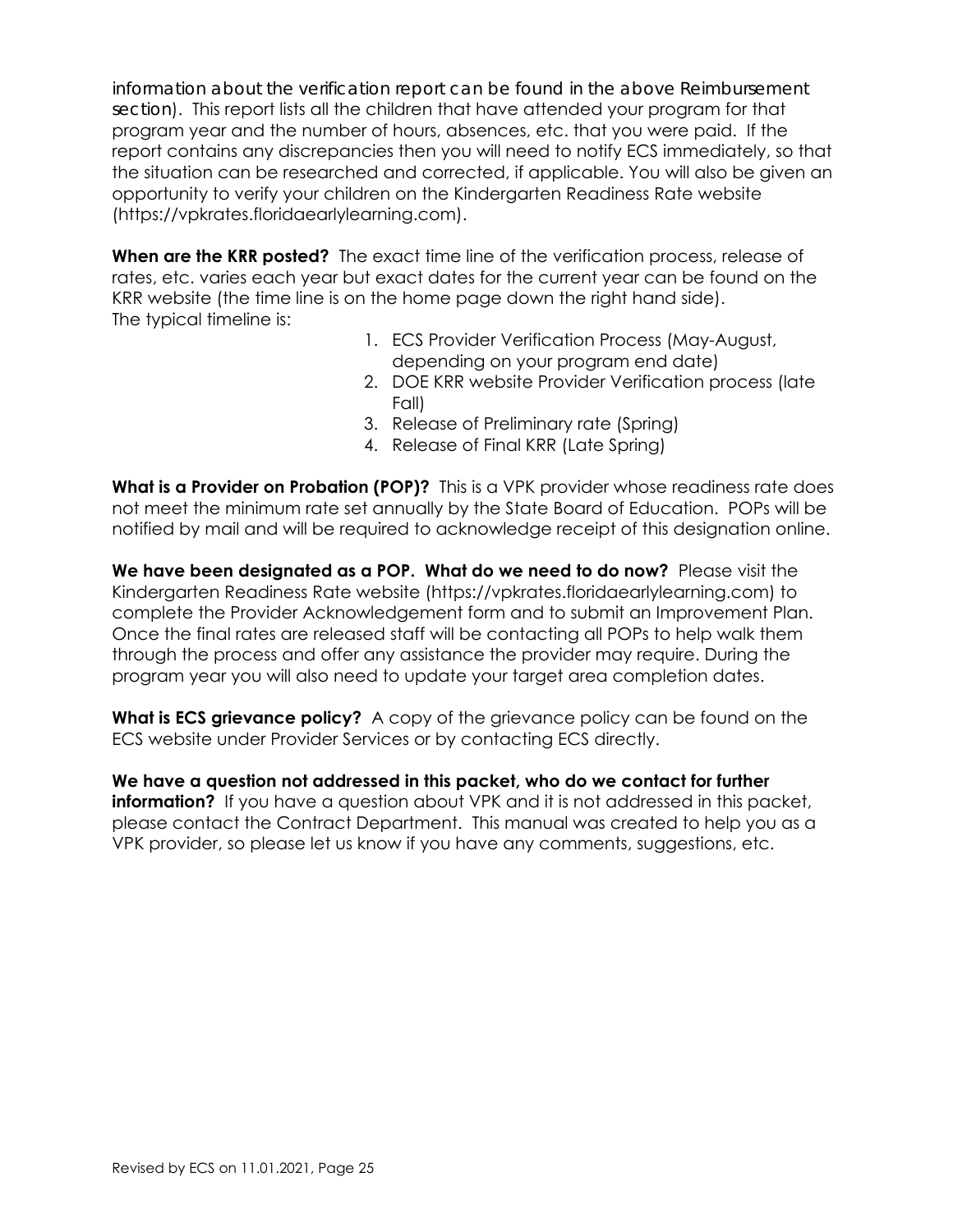information about the verification report can be found in the above Reimbursement section). This report lists all the children that have attended your program for that program year and the number of hours, absences, etc. that you were paid. If the report contains any discrepancies then you will need to notify ECS immediately, so that the situation can be researched and corrected, if applicable. You will also be given an opportunity to verify your children on the Kindergarten Readiness Rate website (https://vpkrates.floridaearlylearning.com).

**When are the KRR posted?** The exact time line of the verification process, release of rates, etc. varies each year but exact dates for the current year can be found on the KRR website (the time line is on the home page down the right hand side).
The typical timeline is:

1. ECS Provider Verification Process (May-August, depending on your program end date)
2. DOE KRR website Provider Verification process (late Fall)
3. Release of Preliminary rate (Spring)
4. Release of Final KRR (Late Spring)

**What is a Provider on Probation (POP)?** This is a VPK provider whose readiness rate does not meet the minimum rate set annually by the State Board of Education. POPs will be notified by mail and will be required to acknowledge receipt of this designation online.

**We have been designated as a POP. What do we need to do now?** Please visit the Kindergarten Readiness Rate website (https://vpkrates.floridaearlylearning.com) to complete the Provider Acknowledgement form and to submit an Improvement Plan. Once the final rates are released staff will be contacting all POPs to help walk them through the process and offer any assistance the provider may require. During the program year you will also need to update your target area completion dates.

**What is ECS grievance policy?** A copy of the grievance policy can be found on the ECS website under Provider Services or by contacting ECS directly.

**We have a question not addressed in this packet, who do we contact for further information?** If you have a question about VPK and it is not addressed in this packet, please contact the Contract Department. This manual was created to help you as a VPK provider, so please let us know if you have any comments, suggestions, etc.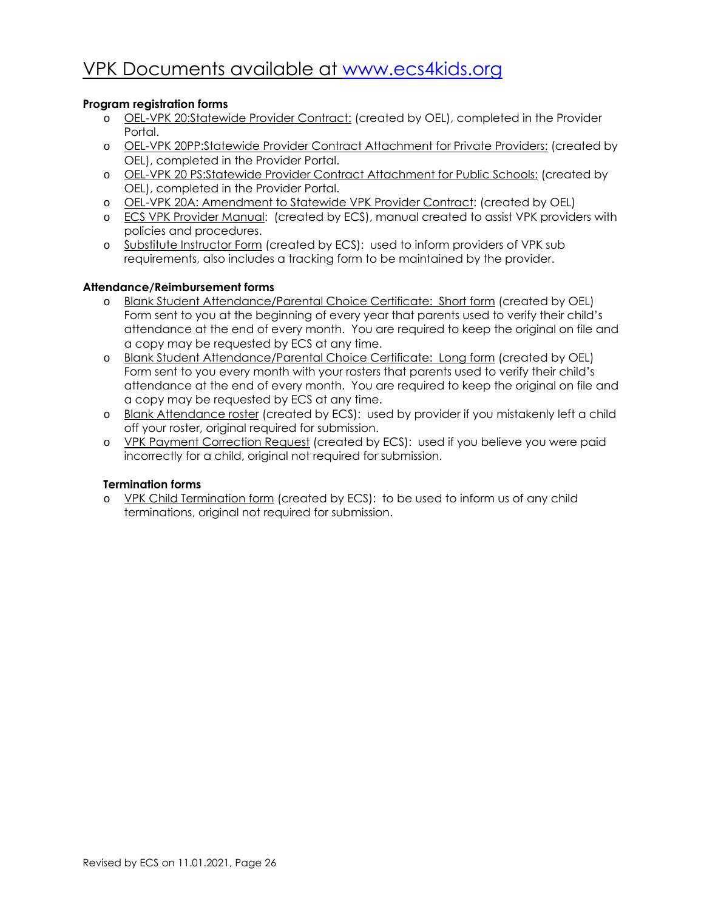# VPK Documents available at www.ecs4kids.org

**Program registration forms**

- OEL-VPK 20:Statewide Provider Contract: (created by OEL), completed in the Provider Portal.
- OEL-VPK 20PP:Statewide Provider Contract Attachment for Private Providers: (created by OEL), completed in the Provider Portal.
- OEL-VPK 20 PS:Statewide Provider Contract Attachment for Public Schools: (created by OEL), completed in the Provider Portal.
- OEL-VPK 20A: Amendment to Statewide VPK Provider Contract: (created by OEL)
- ECS VPK Provider Manual: (created by ECS), manual created to assist VPK providers with policies and procedures.
- Substitute Instructor Form (created by ECS): used to inform providers of VPK sub requirements, also includes a tracking form to be maintained by the provider.

**Attendance/Reimbursement forms**

- Blank Student Attendance/Parental Choice Certificate: Short form (created by OEL) Form sent to you at the beginning of every year that parents used to verify their child's attendance at the end of every month. You are required to keep the original on file and a copy may be requested by ECS at any time.
- Blank Student Attendance/Parental Choice Certificate: Long form (created by OEL) Form sent to you every month with your rosters that parents used to verify their child's attendance at the end of every month. You are required to keep the original on file and a copy may be requested by ECS at any time.
- Blank Attendance roster (created by ECS): used by provider if you mistakenly left a child off your roster, original required for submission.
- VPK Payment Correction Request (created by ECS): used if you believe you were paid incorrectly for a child, original not required for submission.

**Termination forms**

- VPK Child Termination form (created by ECS): to be used to inform us of any child terminations, original not required for submission.

Revised by ECS on 11.01.2021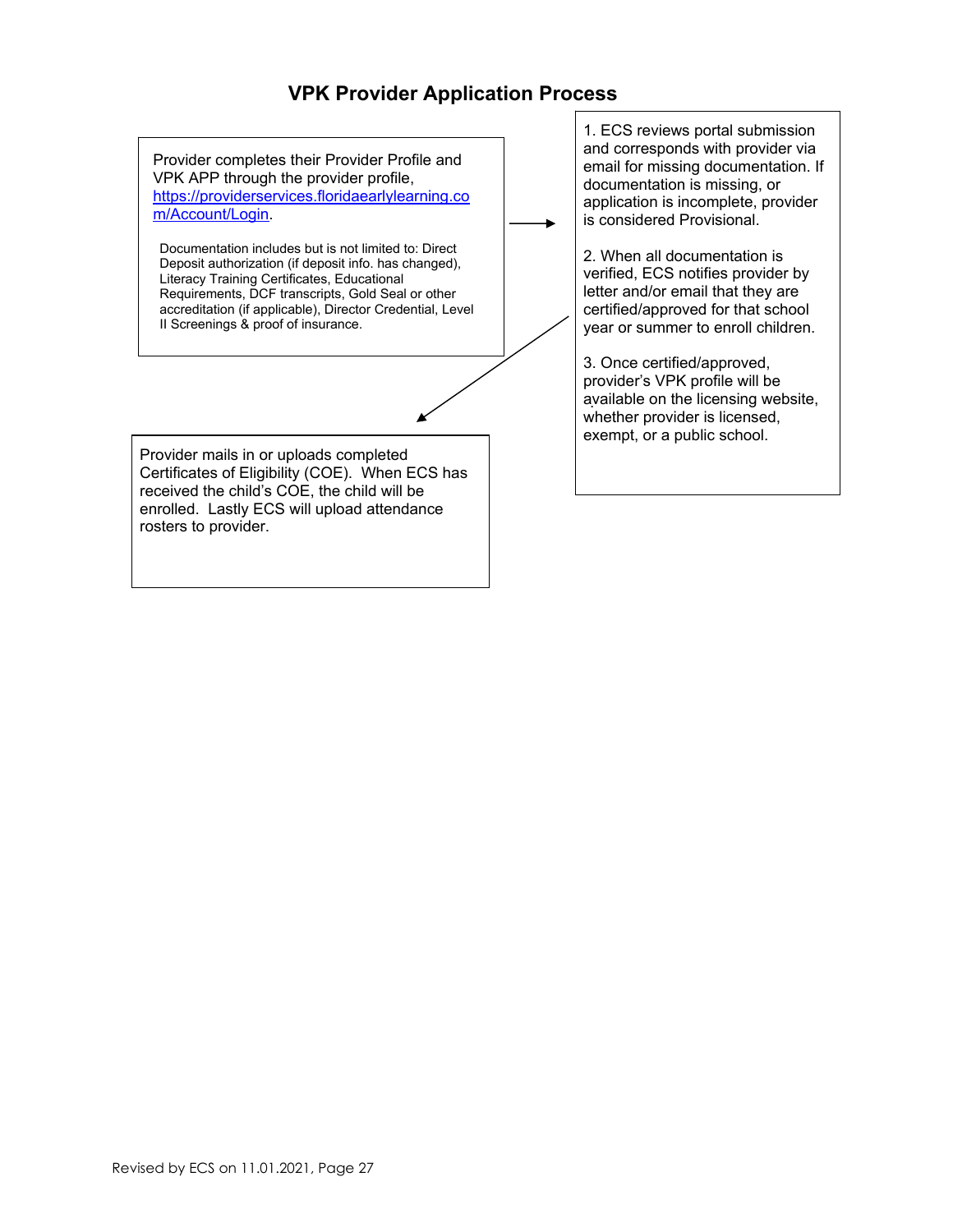## VPK Provider Application Process

Provider completes their Provider Profile and VPK APP through the provider profile, [https://providerservices.floridaearlylearning.com/Account/Login](https://providerservices.floridaearlylearning.com/Account/Login).

Documentation includes but is not limited to: Direct Deposit authorization (if deposit info. has changed), Literacy Training Certificates, Educational Requirements, DCF transcripts, Gold Seal or other accreditation (if applicable), Director Credential, Level II Screenings & proof of insurance.

→

1. ECS reviews portal submission and corresponds with provider via email for missing documentation. If documentation is missing, or application is incomplete, provider is considered Provisional.

2. When all documentation is verified, ECS notifies provider by letter and/or email that they are certified/approved for that school year or summer to enroll children.

3. Once certified/approved, provider's VPK profile will be available on the licensing website, whether provider is licensed, exempt, or a public school.

→

Provider mails in or uploads completed Certificates of Eligibility (COE). When ECS has received the child's COE, the child will be enrolled. Lastly ECS will upload attendance rosters to provider.

Revised by ECS on 11.01.2021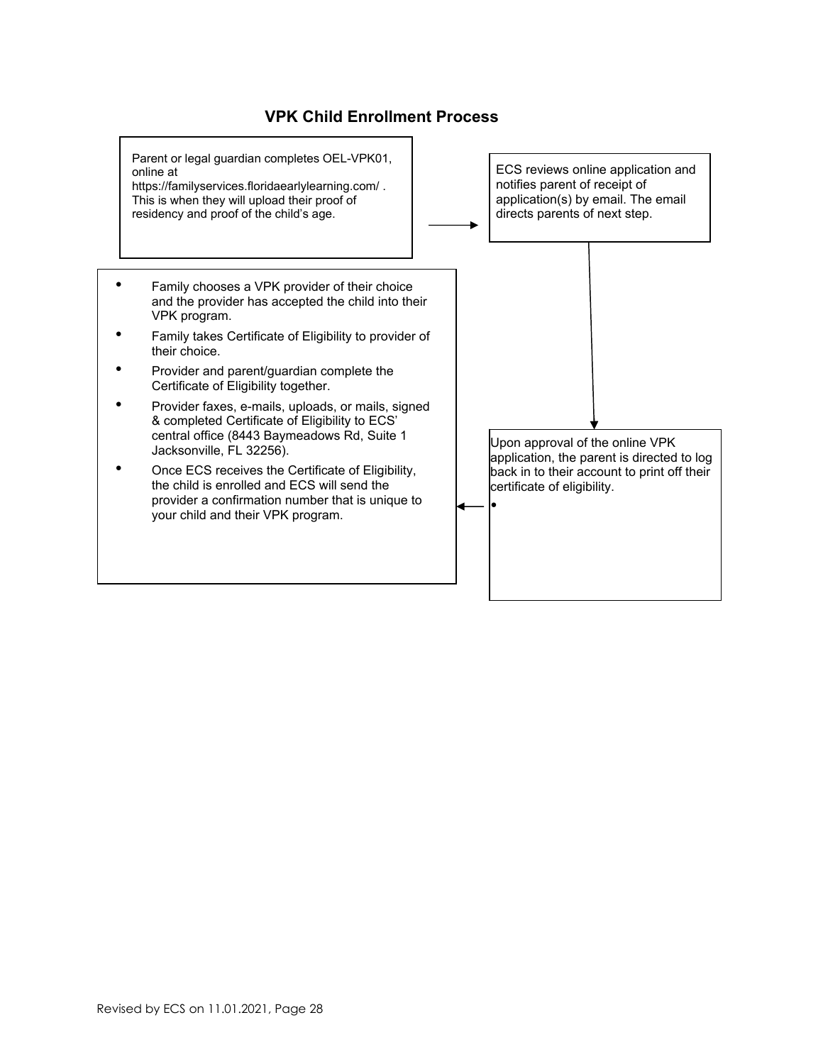## VPK Child Enrollment Process

Parent or legal guardian completes OEL-VPK01, online at https://familyservices.floridaearlylearning.com/ . This is when they will upload their proof of residency and proof of the child's age.

ECS reviews online application and notifies parent of receipt of application(s) by email. The email directs parents of next step.

Upon approval of the online VPK application, the parent is directed to log back in to their account to print off their certificate of eligibility.

- Family chooses a VPK provider of their choice and the provider has accepted the child into their VPK program.
- Family takes Certificate of Eligibility to provider of their choice.
- Provider and parent/guardian complete the Certificate of Eligibility together.
- Provider faxes, e-mails, uploads, or mails, signed & completed Certificate of Eligibility to ECS' central office (8443 Baymeadows Rd, Suite 1 Jacksonville, FL 32256).
- Once ECS receives the Certificate of Eligibility, the child is enrolled and ECS will send the provider a confirmation number that is unique to your child and their VPK program.

Revised by ECS on 11.01.2021, Page 28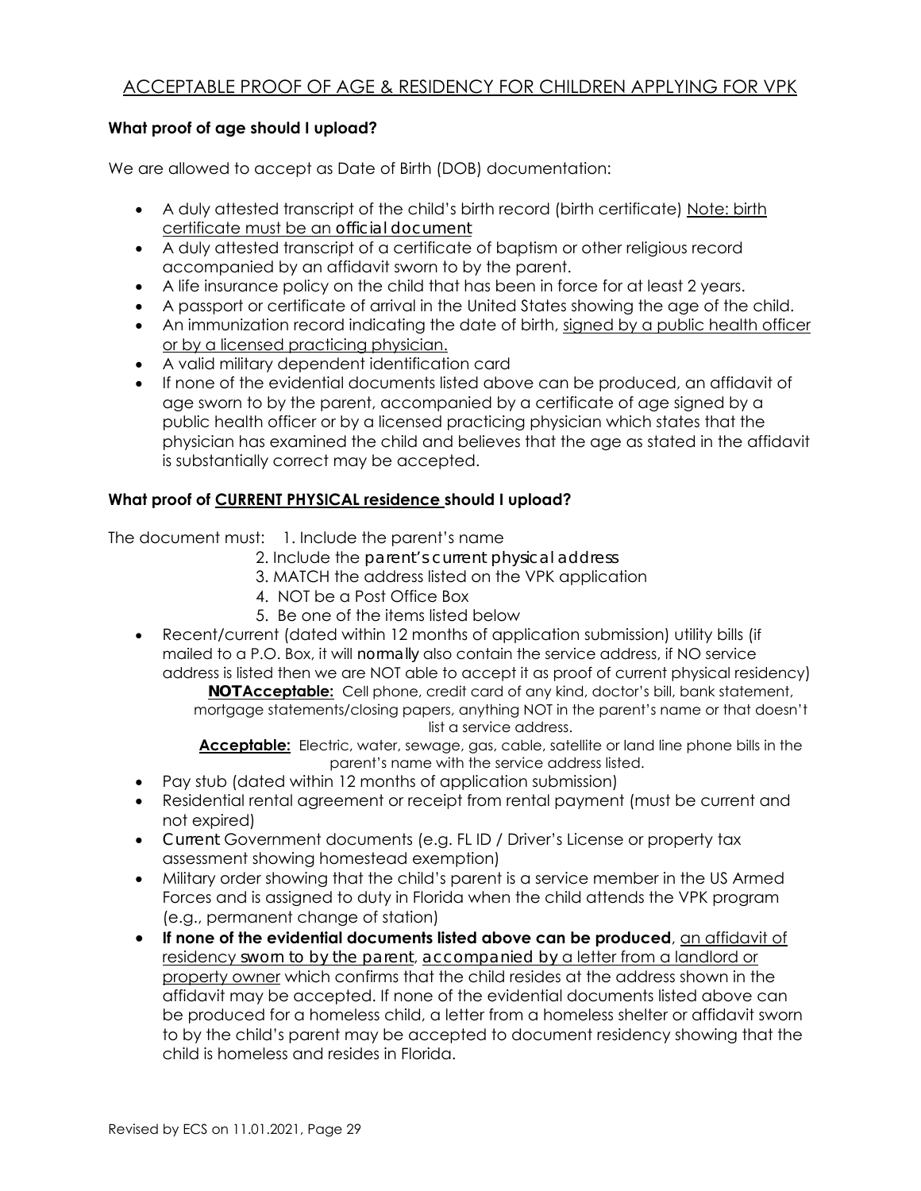## ACCEPTABLE PROOF OF AGE & RESIDENCY FOR CHILDREN APPLYING FOR VPK

**What proof of age should I upload?**

We are allowed to accept as Date of Birth (DOB) documentation:

- A duly attested transcript of the child's birth record (birth certificate) Note: birth certificate must be an official document
- A duly attested transcript of a certificate of baptism or other religious record accompanied by an affidavit sworn to by the parent.
- A life insurance policy on the child that has been in force for at least 2 years.
- A passport or certificate of arrival in the United States showing the age of the child.
- An immunization record indicating the date of birth, signed by a public health officer or by a licensed practicing physician.
- A valid military dependent identification card
- If none of the evidential documents listed above can be produced, an affidavit of age sworn to by the parent, accompanied by a certificate of age signed by a public health officer or by a licensed practicing physician which states that the physician has examined the child and believes that the age as stated in the affidavit is substantially correct may be accepted.

**What proof of CURRENT PHYSICAL residence should I upload?**

The document must:
1. Include the parent's name
2. Include the parent's current physical address
3. MATCH the address listed on the VPK application
4. NOT be a Post Office Box
5. Be one of the items listed below

- Recent/current (dated within 12 months of application submission) utility bills (if mailed to a P.O. Box, it will normally also contain the service address, if NO service address is listed then we are NOT able to accept it as proof of current physical residency)

  **NOTAcceptable:** Cell phone, credit card of any kind, doctor's bill, bank statement, mortgage statements/closing papers, anything NOT in the parent's name or that doesn't list a service address.

  **Acceptable:** Electric, water, sewage, gas, cable, satellite or land line phone bills in the parent's name with the service address listed.
- Pay stub (dated within 12 months of application submission)
- Residential rental agreement or receipt from rental payment (must be current and not expired)
- Current Government documents (e.g. FL ID / Driver's License or property tax assessment showing homestead exemption)
- Military order showing that the child's parent is a service member in the US Armed Forces and is assigned to duty in Florida when the child attends the VPK program (e.g., permanent change of station)
- **If none of the evidential documents listed above can be produced**, an affidavit of residency sworn to by the parent, accompanied by a letter from a landlord or property owner which confirms that the child resides at the address shown in the affidavit may be accepted. If none of the evidential documents listed above can be produced for a homeless child, a letter from a homeless shelter or affidavit sworn to by the child's parent may be accepted to document residency showing that the child is homeless and resides in Florida.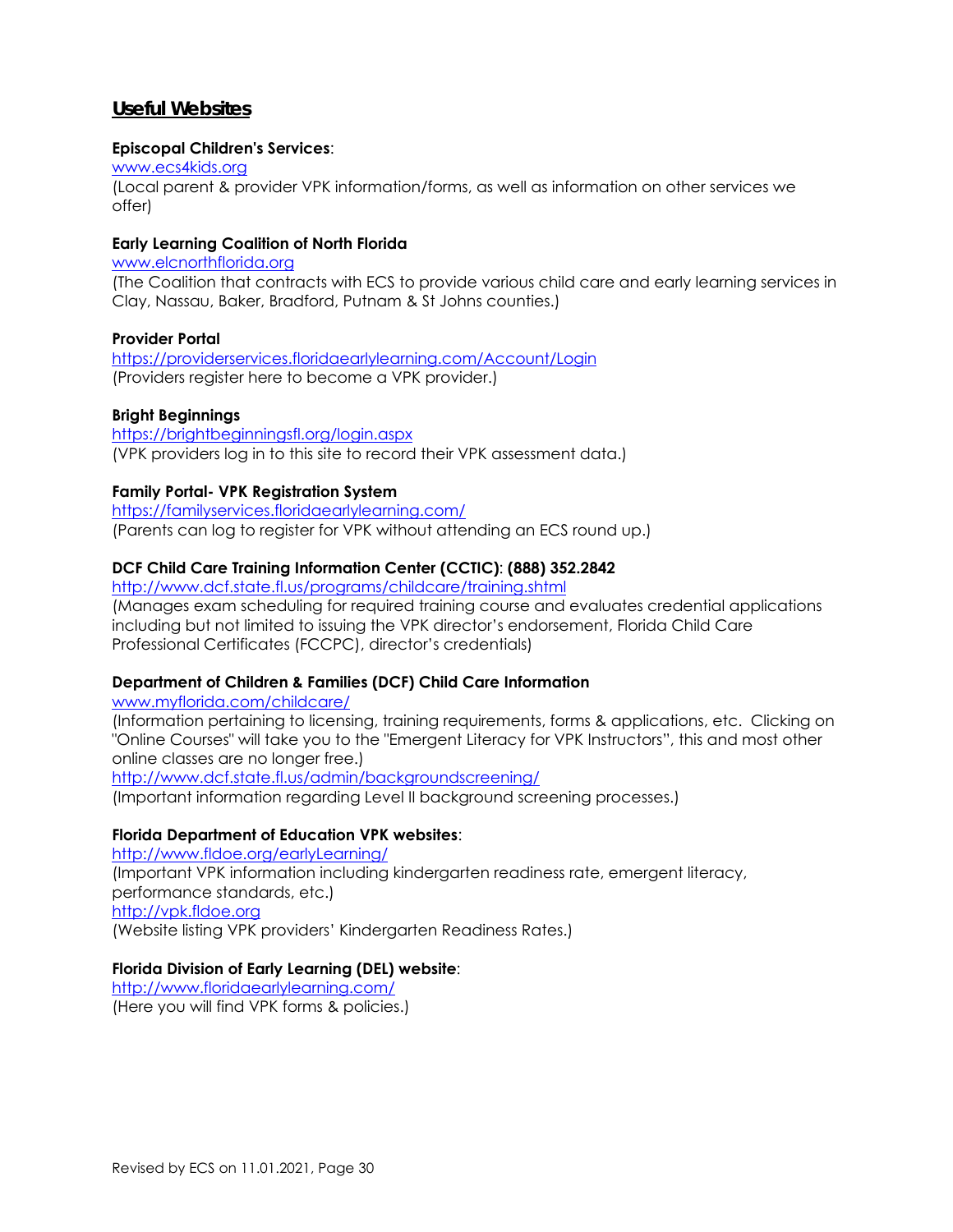## Useful Websites

**Episcopal Children's Services**:
www.ecs4kids.org
(Local parent & provider VPK information/forms, as well as information on other services we offer)

**Early Learning Coalition of North Florida**
www.elcnorthflorida.org
(The Coalition that contracts with ECS to provide various child care and early learning services in Clay, Nassau, Baker, Bradford, Putnam & St Johns counties.)

**Provider Portal**
https://providerservices.floridaearlylearning.com/Account/Login
(Providers register here to become a VPK provider.)

**Bright Beginnings**
https://brightbeginningsfl.org/login.aspx
(VPK providers log in to this site to record their VPK assessment data.)

**Family Portal- VPK Registration System**
https://familyservices.floridaearlylearning.com/
(Parents can log to register for VPK without attending an ECS round up.)

**DCF Child Care Training Information Center (CCTIC)**: **(888) 352.2842**
http://www.dcf.state.fl.us/programs/childcare/training.shtml
(Manages exam scheduling for required training course and evaluates credential applications including but not limited to issuing the VPK director's endorsement, Florida Child Care Professional Certificates (FCCPC), director's credentials)

**Department of Children & Families (DCF) Child Care Information**
www.myflorida.com/childcare/
(Information pertaining to licensing, training requirements, forms & applications, etc. Clicking on "Online Courses" will take you to the "Emergent Literacy for VPK Instructors", this and most other online classes are no longer free.)
http://www.dcf.state.fl.us/admin/backgroundscreening/
(Important information regarding Level II background screening processes.)

**Florida Department of Education VPK websites**:
http://www.fldoe.org/earlyLearning/
(Important VPK information including kindergarten readiness rate, emergent literacy, performance standards, etc.)
http://vpk.fldoe.org
(Website listing VPK providers' Kindergarten Readiness Rates.)

**Florida Division of Early Learning (DEL) website**:
http://www.floridaearlylearning.com/
(Here you will find VPK forms & policies.)

Revised by ECS on 11.01.2021, Page 30